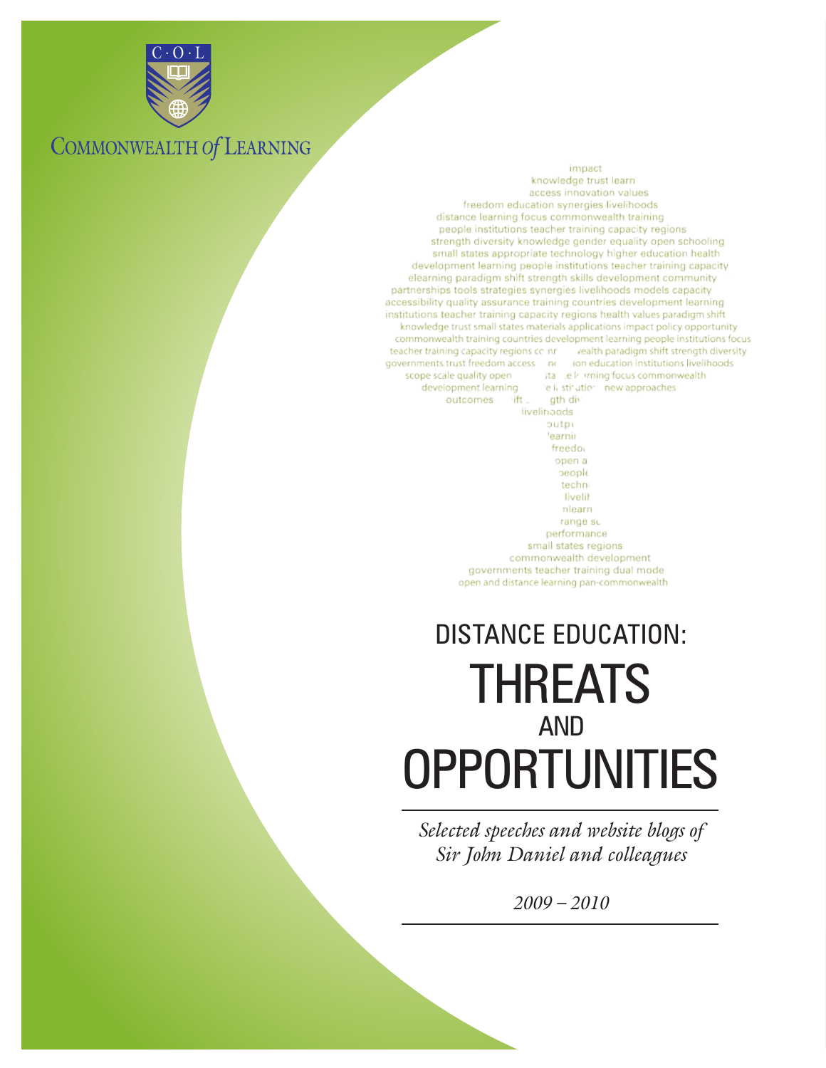COMMONWEALTH *of* LEARNING

impact
knowledge trust learn
access innovation values
freedom education synergies livelihoods
distance learning focus commonwealth training
people institutions teacher training capacity regions
strength diversity knowledge gender equality open schooling
small states appropriate technology higher education health
development learning people institutions teacher training capacity
elearning paradigm shift strength skills development community
partnerships tools strategies synergies livelihoods models capacity
accessibility quality assurance training countries development learning
institutions teacher training capacity regions health values paradigm shift
knowledge trust small states materials applications impact policy opportunity
commonwealth training countries development learning people institutions focus
teacher training capacity regions health paradigm shift strength diversity
governments trust freedom access education institutions livelihoods
scope scale quality open learning focus commonwealth
development learning institutions new approaches
outcomes
livelihoods
performance
small states regions
commonwealth development
governments teacher training dual mode
open and distance learning pan-commonwealth

# DISTANCE EDUCATION: THREATS AND OPPORTUNITIES

*Selected speeches and website blogs of Sir John Daniel and colleagues*

*2009 – 2010*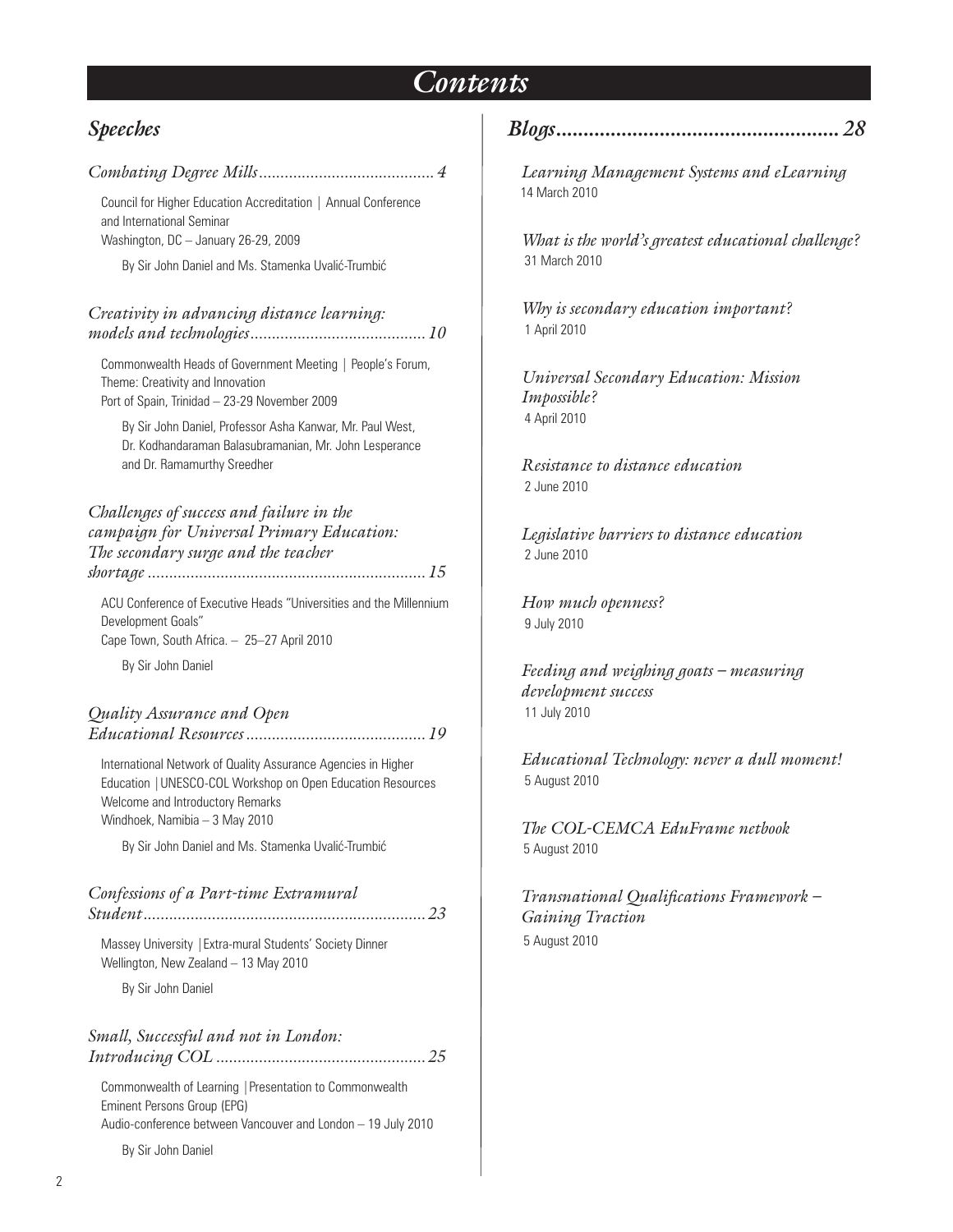# *Contents*

## *Speeches*

*Combating Degree Mills* ........................................ 4

Council for Higher Education Accreditation | Annual Conference and International Seminar
Washington, DC – January 26-29, 2009

By Sir John Daniel and Ms. Stamenka Uvalić-Trumbić

*Creativity in advancing distance learning: models and technologies* ........................................ 10

Commonwealth Heads of Government Meeting | People's Forum, Theme: Creativity and Innovation
Port of Spain, Trinidad – 23-29 November 2009

By Sir John Daniel, Professor Asha Kanwar, Mr. Paul West, Dr. Kodhandaraman Balasubramanian, Mr. John Lesperance and Dr. Ramamurthy Sreedher

*Challenges of success and failure in the campaign for Universal Primary Education: The secondary surge and the teacher shortage* ................................................................ 15

ACU Conference of Executive Heads "Universities and the Millennium Development Goals"
Cape Town, South Africa. – 25–27 April 2010

By Sir John Daniel

*Quality Assurance and Open Educational Resources* .......................................... 19

International Network of Quality Assurance Agencies in Higher Education | UNESCO-COL Workshop on Open Education Resources Welcome and Introductory Remarks
Windhoek, Namibia – 3 May 2010

By Sir John Daniel and Ms. Stamenka Uvalić-Trumbić

*Confessions of a Part-time Extramural Student* ................................................................. 23

Massey University | Extra-mural Students' Society Dinner
Wellington, New Zealand – 13 May 2010

By Sir John Daniel

*Small, Successful and not in London: Introducing COL* ................................................ 25

Commonwealth of Learning | Presentation to Commonwealth Eminent Persons Group (EPG)
Audio-conference between Vancouver and London – 19 July 2010

By Sir John Daniel

## *Blogs* .................................................... 28

*Learning Management Systems and eLearning*
14 March 2010

*What is the world's greatest educational challenge?*
31 March 2010

*Why is secondary education important?*
1 April 2010

*Universal Secondary Education: Mission Impossible?*
4 April 2010

*Resistance to distance education*
2 June 2010

*Legislative barriers to distance education*
2 June 2010

*How much openness?*
9 July 2010

*Feeding and weighing goats – measuring development success*
11 July 2010

*Educational Technology: never a dull moment!*
5 August 2010

*The COL-CEMCA EduFrame netbook*
5 August 2010

*Transnational Qualifications Framework – Gaining Traction*
5 August 2010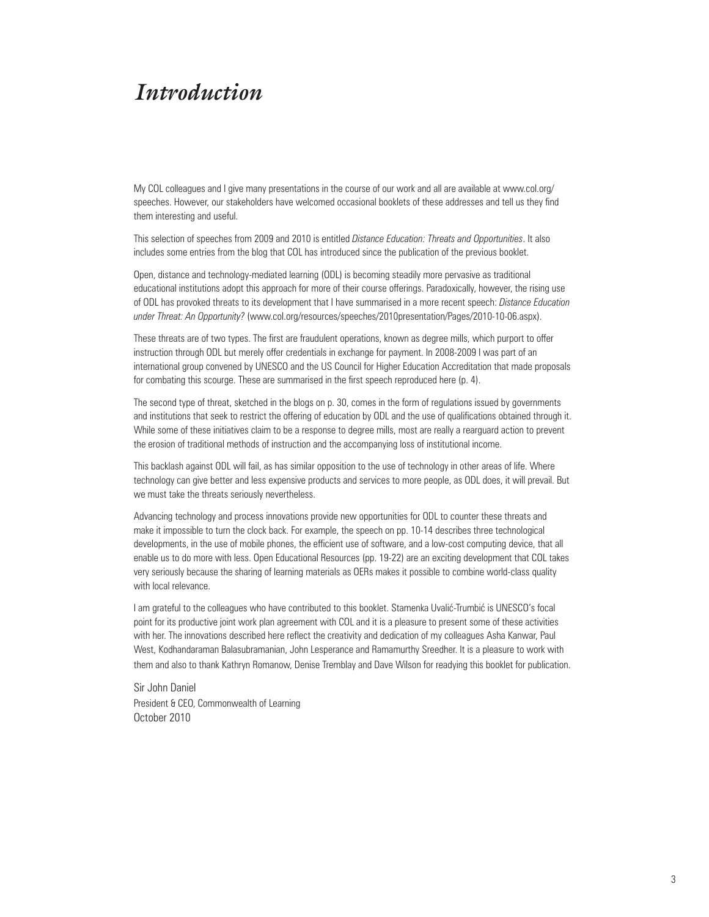# *Introduction*

My COL colleagues and I give many presentations in the course of our work and all are available at www.col.org/speeches. However, our stakeholders have welcomed occasional booklets of these addresses and tell us they find them interesting and useful.

This selection of speeches from 2009 and 2010 is entitled *Distance Education: Threats and Opportunities*. It also includes some entries from the blog that COL has introduced since the publication of the previous booklet.

Open, distance and technology-mediated learning (ODL) is becoming steadily more pervasive as traditional educational institutions adopt this approach for more of their course offerings. Paradoxically, however, the rising use of ODL has provoked threats to its development that I have summarised in a more recent speech: *Distance Education under Threat: An Opportunity?* (www.col.org/resources/speeches/2010presentation/Pages/2010-10-06.aspx).

These threats are of two types. The first are fraudulent operations, known as degree mills, which purport to offer instruction through ODL but merely offer credentials in exchange for payment. In 2008-2009 I was part of an international group convened by UNESCO and the US Council for Higher Education Accreditation that made proposals for combating this scourge. These are summarised in the first speech reproduced here (p. 4).

The second type of threat, sketched in the blogs on p. 30, comes in the form of regulations issued by governments and institutions that seek to restrict the offering of education by ODL and the use of qualifications obtained through it. While some of these initiatives claim to be a response to degree mills, most are really a rearguard action to prevent the erosion of traditional methods of instruction and the accompanying loss of institutional income.

This backlash against ODL will fail, as has similar opposition to the use of technology in other areas of life. Where technology can give better and less expensive products and services to more people, as ODL does, it will prevail. But we must take the threats seriously nevertheless.

Advancing technology and process innovations provide new opportunities for ODL to counter these threats and make it impossible to turn the clock back. For example, the speech on pp. 10-14 describes three technological developments, in the use of mobile phones, the efficient use of software, and a low-cost computing device, that all enable us to do more with less. Open Educational Resources (pp. 19-22) are an exciting development that COL takes very seriously because the sharing of learning materials as OERs makes it possible to combine world-class quality with local relevance.

I am grateful to the colleagues who have contributed to this booklet. Stamenka Uvalić-Trumbić is UNESCO's focal point for its productive joint work plan agreement with COL and it is a pleasure to present some of these activities with her. The innovations described here reflect the creativity and dedication of my colleagues Asha Kanwar, Paul West, Kodhandaraman Balasubramanian, John Lesperance and Ramamurthy Sreedher. It is a pleasure to work with them and also to thank Kathryn Romanow, Denise Tremblay and Dave Wilson for readying this booklet for publication.

Sir John Daniel
President & CEO, Commonwealth of Learning
October 2010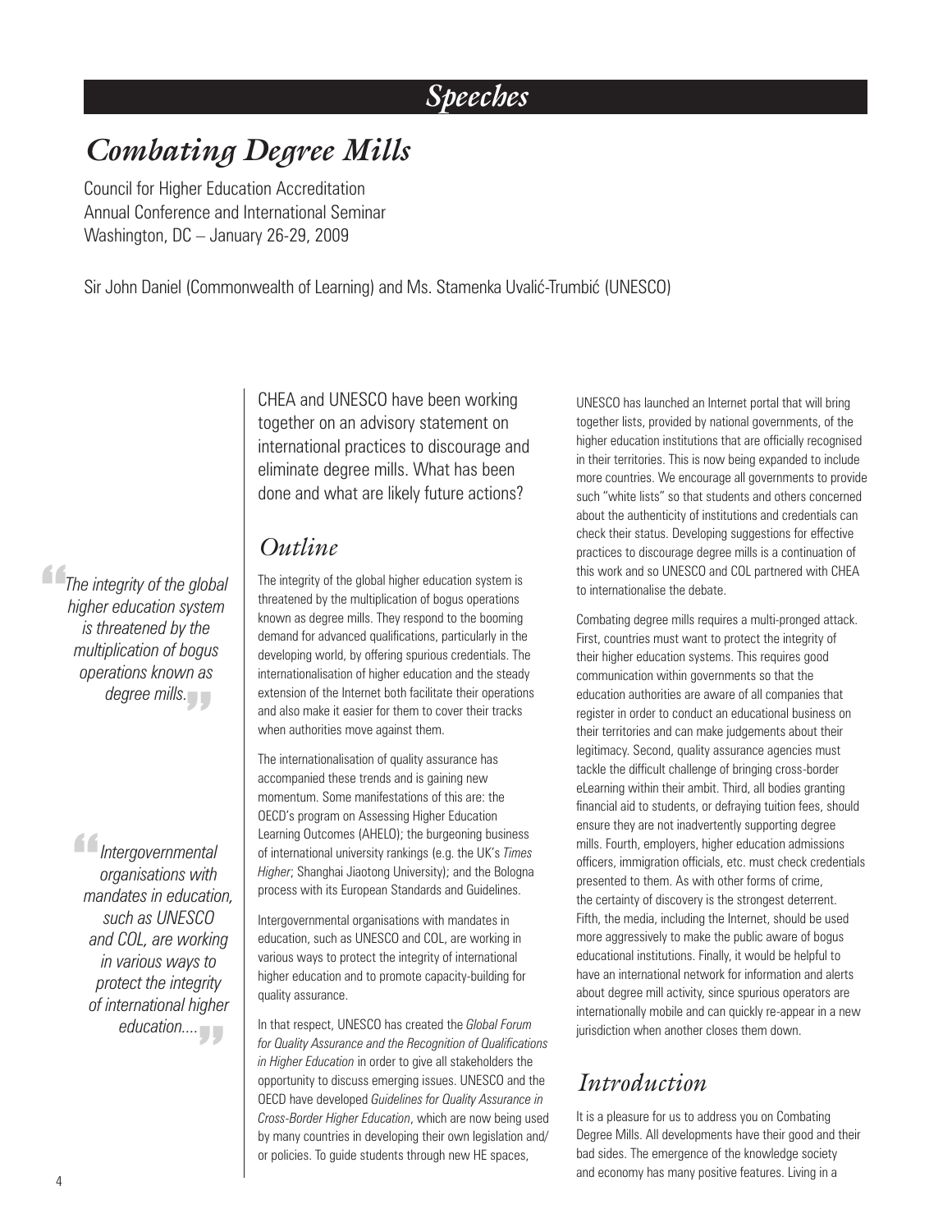## Speeches

# Combating Degree Mills

Council for Higher Education Accreditation
Annual Conference and International Seminar
Washington, DC – January 26-29, 2009

Sir John Daniel (Commonwealth of Learning) and Ms. Stamenka Uvalić-Trumbić (UNESCO)

> *The integrity of the global higher education system is threatened by the multiplication of bogus operations known as degree mills.*

> *Intergovernmental organisations with mandates in education, such as UNESCO and COL, are working in various ways to protect the integrity of international higher education....*

CHEA and UNESCO have been working together on an advisory statement on international practices to discourage and eliminate degree mills. What has been done and what are likely future actions?

## Outline

The integrity of the global higher education system is threatened by the multiplication of bogus operations known as degree mills. They respond to the booming demand for advanced qualifications, particularly in the developing world, by offering spurious credentials. The internationalisation of higher education and the steady extension of the Internet both facilitate their operations and also make it easier for them to cover their tracks when authorities move against them.

The internationalisation of quality assurance has accompanied these trends and is gaining new momentum. Some manifestations of this are: the OECD's program on Assessing Higher Education Learning Outcomes (AHELO); the burgeoning business of international university rankings (e.g. the UK's *Times Higher*; Shanghai Jiaotong University); and the Bologna process with its European Standards and Guidelines.

Intergovernmental organisations with mandates in education, such as UNESCO and COL, are working in various ways to protect the integrity of international higher education and to promote capacity-building for quality assurance.

In that respect, UNESCO has created the *Global Forum for Quality Assurance and the Recognition of Qualifications in Higher Education* in order to give all stakeholders the opportunity to discuss emerging issues. UNESCO and the OECD have developed *Guidelines for Quality Assurance in Cross-Border Higher Education*, which are now being used by many countries in developing their own legislation and/or policies. To guide students through new HE spaces, UNESCO has launched an Internet portal that will bring together lists, provided by national governments, of the higher education institutions that are officially recognised in their territories. This is now being expanded to include more countries. We encourage all governments to provide such "white lists" so that students and others concerned about the authenticity of institutions and credentials can check their status. Developing suggestions for effective practices to discourage degree mills is a continuation of this work and so UNESCO and COL partnered with CHEA to internationalise the debate.

Combating degree mills requires a multi-pronged attack. First, countries must want to protect the integrity of their higher education systems. This requires good communication within governments so that the education authorities are aware of all companies that register in order to conduct an educational business on their territories and can make judgements about their legitimacy. Second, quality assurance agencies must tackle the difficult challenge of bringing cross-border eLearning within their ambit. Third, all bodies granting financial aid to students, or defraying tuition fees, should ensure they are not inadvertently supporting degree mills. Fourth, employers, higher education admissions officers, immigration officials, etc. must check credentials presented to them. As with other forms of crime, the certainty of discovery is the strongest deterrent. Fifth, the media, including the Internet, should be used more aggressively to make the public aware of bogus educational institutions. Finally, it would be helpful to have an international network for information and alerts about degree mill activity, since spurious operators are internationally mobile and can quickly re-appear in a new jurisdiction when another closes them down.

## Introduction

It is a pleasure for us to address you on Combating Degree Mills. All developments have their good and their bad sides. The emergence of the knowledge society and economy has many positive features. Living in a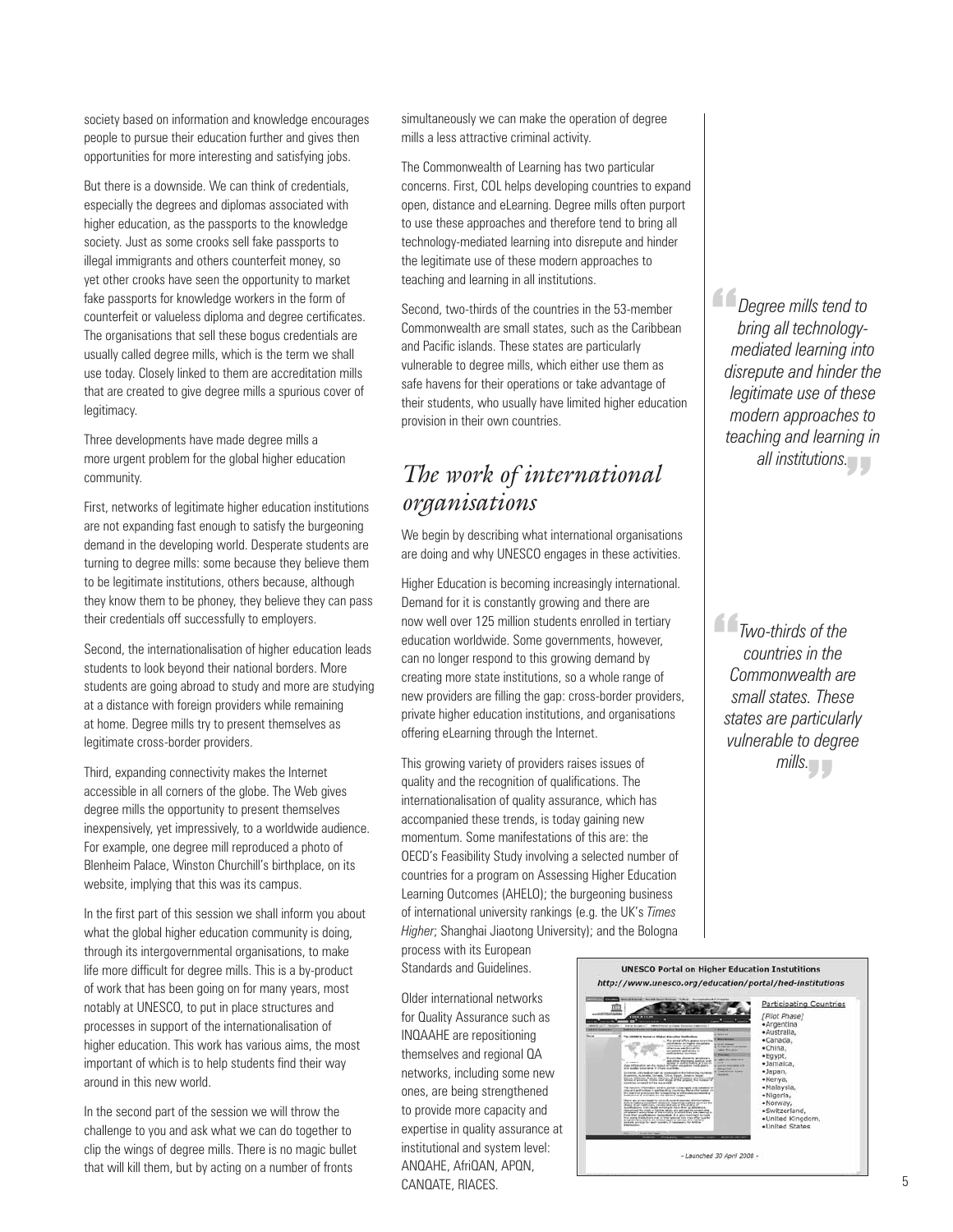society based on information and knowledge encourages people to pursue their education further and gives then opportunities for more interesting and satisfying jobs.

But there is a downside. We can think of credentials, especially the degrees and diplomas associated with higher education, as the passports to the knowledge society. Just as some crooks sell fake passports to illegal immigrants and others counterfeit money, so yet other crooks have seen the opportunity to market fake passports for knowledge workers in the form of counterfeit or valueless diploma and degree certificates. The organisations that sell these bogus credentials are usually called degree mills, which is the term we shall use today. Closely linked to them are accreditation mills that are created to give degree mills a spurious cover of legitimacy.

Three developments have made degree mills a more urgent problem for the global higher education community.

First, networks of legitimate higher education institutions are not expanding fast enough to satisfy the burgeoning demand in the developing world. Desperate students are turning to degree mills: some because they believe them to be legitimate institutions, others because, although they know them to be phoney, they believe they can pass their credentials off successfully to employers.

Second, the internationalisation of higher education leads students to look beyond their national borders. More students are going abroad to study and more are studying at a distance with foreign providers while remaining at home. Degree mills try to present themselves as legitimate cross-border providers.

Third, expanding connectivity makes the Internet accessible in all corners of the globe. The Web gives degree mills the opportunity to present themselves inexpensively, yet impressively, to a worldwide audience. For example, one degree mill reproduced a photo of Blenheim Palace, Winston Churchill's birthplace, on its website, implying that this was its campus.

In the first part of this session we shall inform you about what the global higher education community is doing, through its intergovernmental organisations, to make life more difficult for degree mills. This is a by-product of work that has been going on for many years, most notably at UNESCO, to put in place structures and processes in support of the internationalisation of higher education. This work has various aims, the most important of which is to help students find their way around in this new world.

In the second part of the session we will throw the challenge to you and ask what we can do together to clip the wings of degree mills. There is no magic bullet that will kill them, but by acting on a number of fronts simultaneously we can make the operation of degree mills a less attractive criminal activity.

The Commonwealth of Learning has two particular concerns. First, COL helps developing countries to expand open, distance and eLearning. Degree mills often purport to use these approaches and therefore tend to bring all technology-mediated learning into disrepute and hinder the legitimate use of these modern approaches to teaching and learning in all institutions.

Second, two-thirds of the countries in the 53-member Commonwealth are small states, such as the Caribbean and Pacific islands. These states are particularly vulnerable to degree mills, which either use them as safe havens for their operations or take advantage of their students, who usually have limited higher education provision in their own countries.

> *"Degree mills tend to bring all technology-mediated learning into disrepute and hinder the legitimate use of these modern approaches to teaching and learning in all institutions."*

> *"Two-thirds of the countries in the Commonwealth are small states. These states are particularly vulnerable to degree mills."*

## *The work of international organisations*

We begin by describing what international organisations are doing and why UNESCO engages in these activities.

Higher Education is becoming increasingly international. Demand for it is constantly growing and there are now well over 125 million students enrolled in tertiary education worldwide. Some governments, however, can no longer respond to this growing demand by creating more state institutions, so a whole range of new providers are filling the gap: cross-border providers, private higher education institutions, and organisations offering eLearning through the Internet.

This growing variety of providers raises issues of quality and the recognition of qualifications. The internationalisation of quality assurance, which has accompanied these trends, is today gaining new momentum. Some manifestations of this are: the OECD's Feasibility Study involving a selected number of countries for a program on Assessing Higher Education Learning Outcomes (AHELO); the burgeoning business of international university rankings (e.g. the UK's *Times Higher*; Shanghai Jiaotong University); and the Bologna process with its European Standards and Guidelines.

Older international networks for Quality Assurance such as INQAAHE are repositioning themselves and regional QA networks, including some new ones, are being strengthened to provide more capacity and expertise in quality assurance at institutional and system level: ANQAHE, AfriQAN, APQN, CANQATE, RIACES.

**UNESCO Portal on Higher Education Institutions**
*http://www.unesco.org/education/portal/hed-institutions*

Participating Countries
[Pilot Phase]
- Argentina
- Australia,
- Canada,
- China,
- Egypt,
- Jamaica,
- Japan,
- Kenya,
- Malaysia,
- Nigeria,
- Norway,
- Switzerland,
- United Kingdom,
- United States

– Launched 30 April 2008 –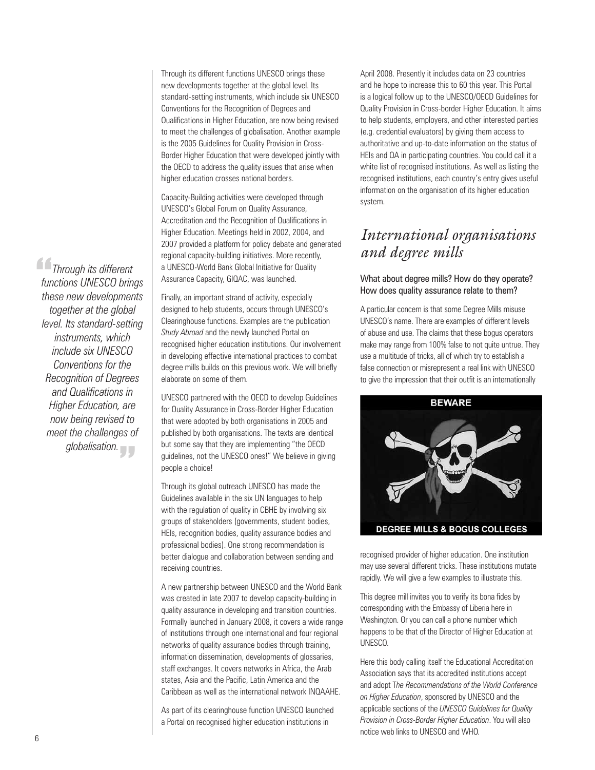> *Through its different functions UNESCO brings these new developments together at the global level. Its standard-setting instruments, which include six UNESCO Conventions for the Recognition of Degrees and Qualifications in Higher Education, are now being revised to meet the challenges of globalisation.*

Through its different functions UNESCO brings these new developments together at the global level. Its standard-setting instruments, which include six UNESCO Conventions for the Recognition of Degrees and Qualifications in Higher Education, are now being revised to meet the challenges of globalisation. Another example is the 2005 Guidelines for Quality Provision in Cross-Border Higher Education that were developed jointly with the OECD to address the quality issues that arise when higher education crosses national borders.

Capacity-Building activities were developed through UNESCO's Global Forum on Quality Assurance, Accreditation and the Recognition of Qualifications in Higher Education. Meetings held in 2002, 2004, and 2007 provided a platform for policy debate and generated regional capacity-building initiatives. More recently, a UNESCO-World Bank Global Initiative for Quality Assurance Capacity, GIQAC, was launched.

Finally, an important strand of activity, especially designed to help students, occurs through UNESCO's Clearinghouse functions. Examples are the publication *Study Abroad* and the newly launched Portal on recognised higher education institutions. Our involvement in developing effective international practices to combat degree mills builds on this previous work. We will briefly elaborate on some of them.

UNESCO partnered with the OECD to develop Guidelines for Quality Assurance in Cross-Border Higher Education that were adopted by both organisations in 2005 and published by both organisations. The texts are identical but some say that they are implementing "the OECD guidelines, not the UNESCO ones!" We believe in giving people a choice!

Through its global outreach UNESCO has made the Guidelines available in the six UN languages to help with the regulation of quality in CBHE by involving six groups of stakeholders (governments, student bodies, HEIs, recognition bodies, quality assurance bodies and professional bodies). One strong recommendation is better dialogue and collaboration between sending and receiving countries.

A new partnership between UNESCO and the World Bank was created in late 2007 to develop capacity-building in quality assurance in developing and transition countries. Formally launched in January 2008, it covers a wide range of institutions through one international and four regional networks of quality assurance bodies through training, information dissemination, developments of glossaries, staff exchanges. It covers networks in Africa, the Arab states, Asia and the Pacific, Latin America and the Caribbean as well as the international network INQAAHE.

As part of its clearinghouse function UNESCO launched a Portal on recognised higher education institutions in April 2008. Presently it includes data on 23 countries and he hope to increase this to 60 this year. This Portal is a logical follow up to the UNESCO/OECD Guidelines for Quality Provision in Cross-border Higher Education. It aims to help students, employers, and other interested parties (e.g. credential evaluators) by giving them access to authoritative and up-to-date information on the status of HEIs and QA in participating countries. You could call it a white list of recognised institutions. As well as listing the recognised institutions, each country's entry gives useful information on the organisation of its higher education system.

## *International organisations and degree mills*

### What about degree mills? How do they operate? How does quality assurance relate to them?

A particular concern is that some Degree Mills misuse UNESCO's name. There are examples of different levels of abuse and use. The claims that these bogus operators make may range from 100% false to not quite untrue. They use a multitude of tricks, all of which try to establish a false connection or misrepresent a real link with UNESCO to give the impression that their outfit is an internationally recognised provider of higher education. One institution may use several different tricks. These institutions mutate rapidly. We will give a few examples to illustrate this.

BEWARE

DEGREE MILLS & BOGUS COLLEGES

This degree mill invites you to verify its bona fides by corresponding with the Embassy of Liberia here in Washington. Or you can call a phone number which happens to be that of the Director of Higher Education at UNESCO.

Here this body calling itself the Educational Accreditation Association says that its accredited institutions accept and adopt T*he Recommendations of the World Conference on Higher Education*, sponsored by UNESCO and the applicable sections of the *UNESCO Guidelines for Quality Provision in Cross-Border Higher Education*. You will also notice web links to UNESCO and WHO.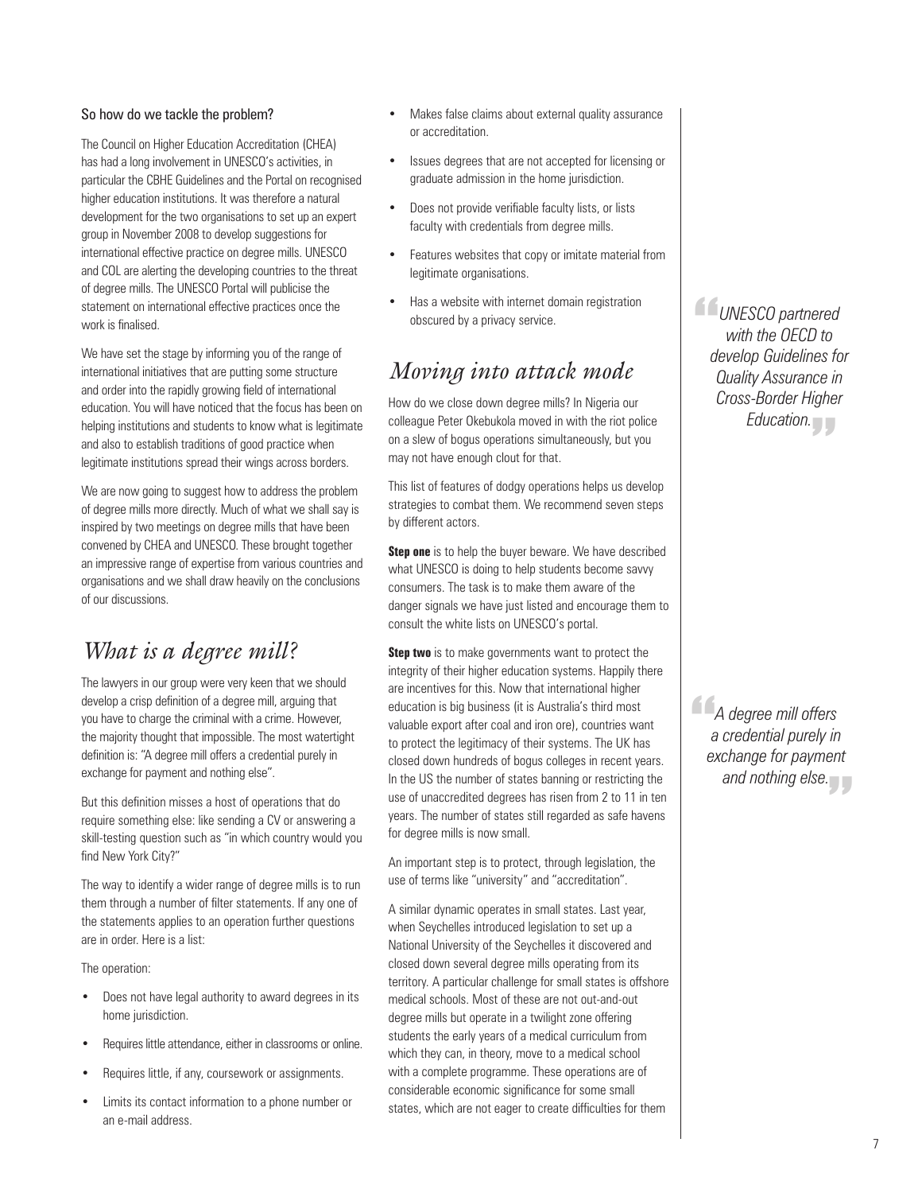**So how do we tackle the problem?**

The Council on Higher Education Accreditation (CHEA) has had a long involvement in UNESCO's activities, in particular the CBHE Guidelines and the Portal on recognised higher education institutions. It was therefore a natural development for the two organisations to set up an expert group in November 2008 to develop suggestions for international effective practice on degree mills. UNESCO and COL are alerting the developing countries to the threat of degree mills. The UNESCO Portal will publicise the statement on international effective practices once the work is finalised.

We have set the stage by informing you of the range of international initiatives that are putting some structure and order into the rapidly growing field of international education. You will have noticed that the focus has been on helping institutions and students to know what is legitimate and also to establish traditions of good practice when legitimate institutions spread their wings across borders.

We are now going to suggest how to address the problem of degree mills more directly. Much of what we shall say is inspired by two meetings on degree mills that have been convened by CHEA and UNESCO. These brought together an impressive range of expertise from various countries and organisations and we shall draw heavily on the conclusions of our discussions.

## *What is a degree mill?*

The lawyers in our group were very keen that we should develop a crisp definition of a degree mill, arguing that you have to charge the criminal with a crime. However, the majority thought that impossible. The most watertight definition is: "A degree mill offers a credential purely in exchange for payment and nothing else".

But this definition misses a host of operations that do require something else: like sending a CV or answering a skill-testing question such as "in which country would you find New York City?"

The way to identify a wider range of degree mills is to run them through a number of filter statements. If any one of the statements applies to an operation further questions are in order. Here is a list:

The operation:

- Does not have legal authority to award degrees in its home jurisdiction.
- Requires little attendance, either in classrooms or online.
- Requires little, if any, coursework or assignments.
- Limits its contact information to a phone number or an e-mail address.
- Makes false claims about external quality assurance or accreditation.
- Issues degrees that are not accepted for licensing or graduate admission in the home jurisdiction.
- Does not provide verifiable faculty lists, or lists faculty with credentials from degree mills.
- Features websites that copy or imitate material from legitimate organisations.
- Has a website with internet domain registration obscured by a privacy service.

## *Moving into attack mode*

How do we close down degree mills? In Nigeria our colleague Peter Okebukola moved in with the riot police on a slew of bogus operations simultaneously, but you may not have enough clout for that.

This list of features of dodgy operations helps us develop strategies to combat them. We recommend seven steps by different actors.

**Step one** is to help the buyer beware. We have described what UNESCO is doing to help students become savvy consumers. The task is to make them aware of the danger signals we have just listed and encourage them to consult the white lists on UNESCO's portal.

**Step two** is to make governments want to protect the integrity of their higher education systems. Happily there are incentives for this. Now that international higher education is big business (it is Australia's third most valuable export after coal and iron ore), countries want to protect the legitimacy of their systems. The UK has closed down hundreds of bogus colleges in recent years. In the US the number of states banning or restricting the use of unaccredited degrees has risen from 2 to 11 in ten years. The number of states still regarded as safe havens for degree mills is now small.

An important step is to protect, through legislation, the use of terms like "university" and "accreditation".

A similar dynamic operates in small states. Last year, when Seychelles introduced legislation to set up a National University of the Seychelles it discovered and closed down several degree mills operating from its territory. A particular challenge for small states is offshore medical schools. Most of these are not out-and-out degree mills but operate in a twilight zone offering students the early years of a medical curriculum from which they can, in theory, move to a medical school with a complete programme. These operations are of considerable economic significance for some small states, which are not eager to create difficulties for them

> *"UNESCO partnered with the OECD to develop Guidelines for Quality Assurance in Cross-Border Higher Education."*

> *"A degree mill offers a credential purely in exchange for payment and nothing else."*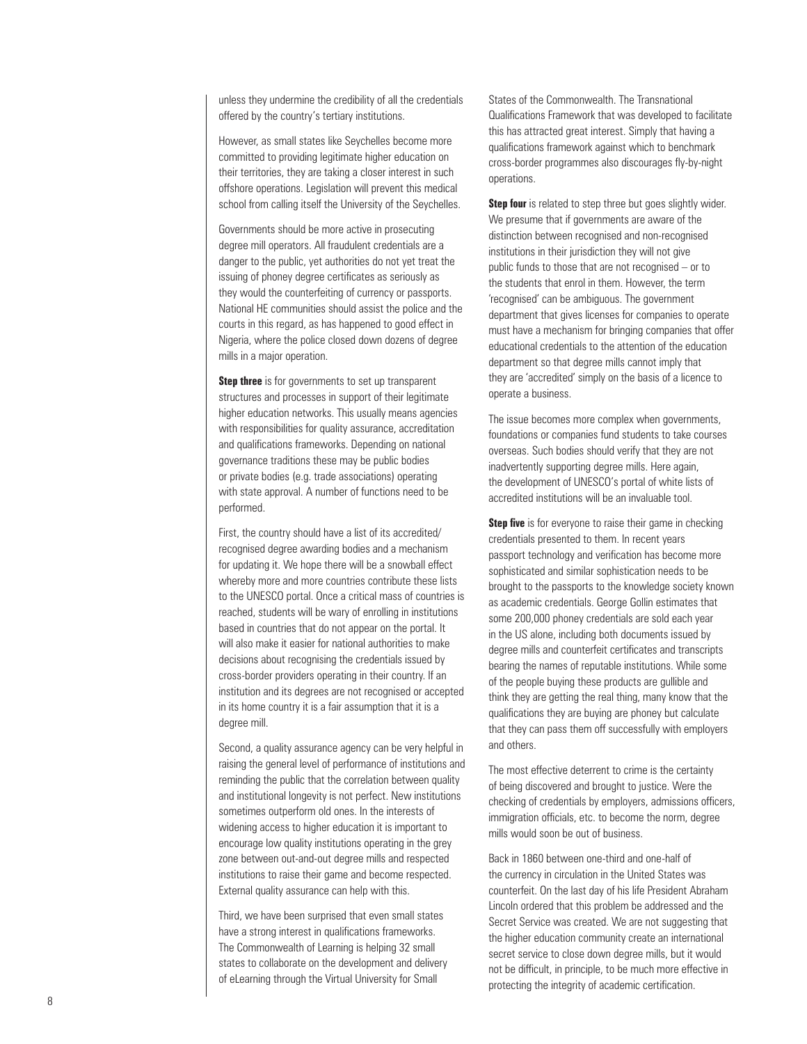unless they undermine the credibility of all the credentials offered by the country's tertiary institutions.

However, as small states like Seychelles become more committed to providing legitimate higher education on their territories, they are taking a closer interest in such offshore operations. Legislation will prevent this medical school from calling itself the University of the Seychelles.

Governments should be more active in prosecuting degree mill operators. All fraudulent credentials are a danger to the public, yet authorities do not yet treat the issuing of phoney degree certificates as seriously as they would the counterfeiting of currency or passports. National HE communities should assist the police and the courts in this regard, as has happened to good effect in Nigeria, where the police closed down dozens of degree mills in a major operation.

**Step three** is for governments to set up transparent structures and processes in support of their legitimate higher education networks. This usually means agencies with responsibilities for quality assurance, accreditation and qualifications frameworks. Depending on national governance traditions these may be public bodies or private bodies (e.g. trade associations) operating with state approval. A number of functions need to be performed.

First, the country should have a list of its accredited/recognised degree awarding bodies and a mechanism for updating it. We hope there will be a snowball effect whereby more and more countries contribute these lists to the UNESCO portal. Once a critical mass of countries is reached, students will be wary of enrolling in institutions based in countries that do not appear on the portal. It will also make it easier for national authorities to make decisions about recognising the credentials issued by cross-border providers operating in their country. If an institution and its degrees are not recognised or accepted in its home country it is a fair assumption that it is a degree mill.

Second, a quality assurance agency can be very helpful in raising the general level of performance of institutions and reminding the public that the correlation between quality and institutional longevity is not perfect. New institutions sometimes outperform old ones. In the interests of widening access to higher education it is important to encourage low quality institutions operating in the grey zone between out-and-out degree mills and respected institutions to raise their game and become respected. External quality assurance can help with this.

Third, we have been surprised that even small states have a strong interest in qualifications frameworks. The Commonwealth of Learning is helping 32 small states to collaborate on the development and delivery of eLearning through the Virtual University for Small States of the Commonwealth. The Transnational Qualifications Framework that was developed to facilitate this has attracted great interest. Simply that having a qualifications framework against which to benchmark cross-border programmes also discourages fly-by-night operations.

**Step four** is related to step three but goes slightly wider. We presume that if governments are aware of the distinction between recognised and non-recognised institutions in their jurisdiction they will not give public funds to those that are not recognised – or to the students that enrol in them. However, the term 'recognised' can be ambiguous. The government department that gives licenses for companies to operate must have a mechanism for bringing companies that offer educational credentials to the attention of the education department so that degree mills cannot imply that they are 'accredited' simply on the basis of a licence to operate a business.

The issue becomes more complex when governments, foundations or companies fund students to take courses overseas. Such bodies should verify that they are not inadvertently supporting degree mills. Here again, the development of UNESCO's portal of white lists of accredited institutions will be an invaluable tool.

**Step five** is for everyone to raise their game in checking credentials presented to them. In recent years passport technology and verification has become more sophisticated and similar sophistication needs to be brought to the passports to the knowledge society known as academic credentials. George Gollin estimates that some 200,000 phoney credentials are sold each year in the US alone, including both documents issued by degree mills and counterfeit certificates and transcripts bearing the names of reputable institutions. While some of the people buying these products are gullible and think they are getting the real thing, many know that the qualifications they are buying are phoney but calculate that they can pass them off successfully with employers and others.

The most effective deterrent to crime is the certainty of being discovered and brought to justice. Were the checking of credentials by employers, admissions officers, immigration officials, etc. to become the norm, degree mills would soon be out of business.

Back in 1860 between one-third and one-half of the currency in circulation in the United States was counterfeit. On the last day of his life President Abraham Lincoln ordered that this problem be addressed and the Secret Service was created. We are not suggesting that the higher education community create an international secret service to close down degree mills, but it would not be difficult, in principle, to be much more effective in protecting the integrity of academic certification.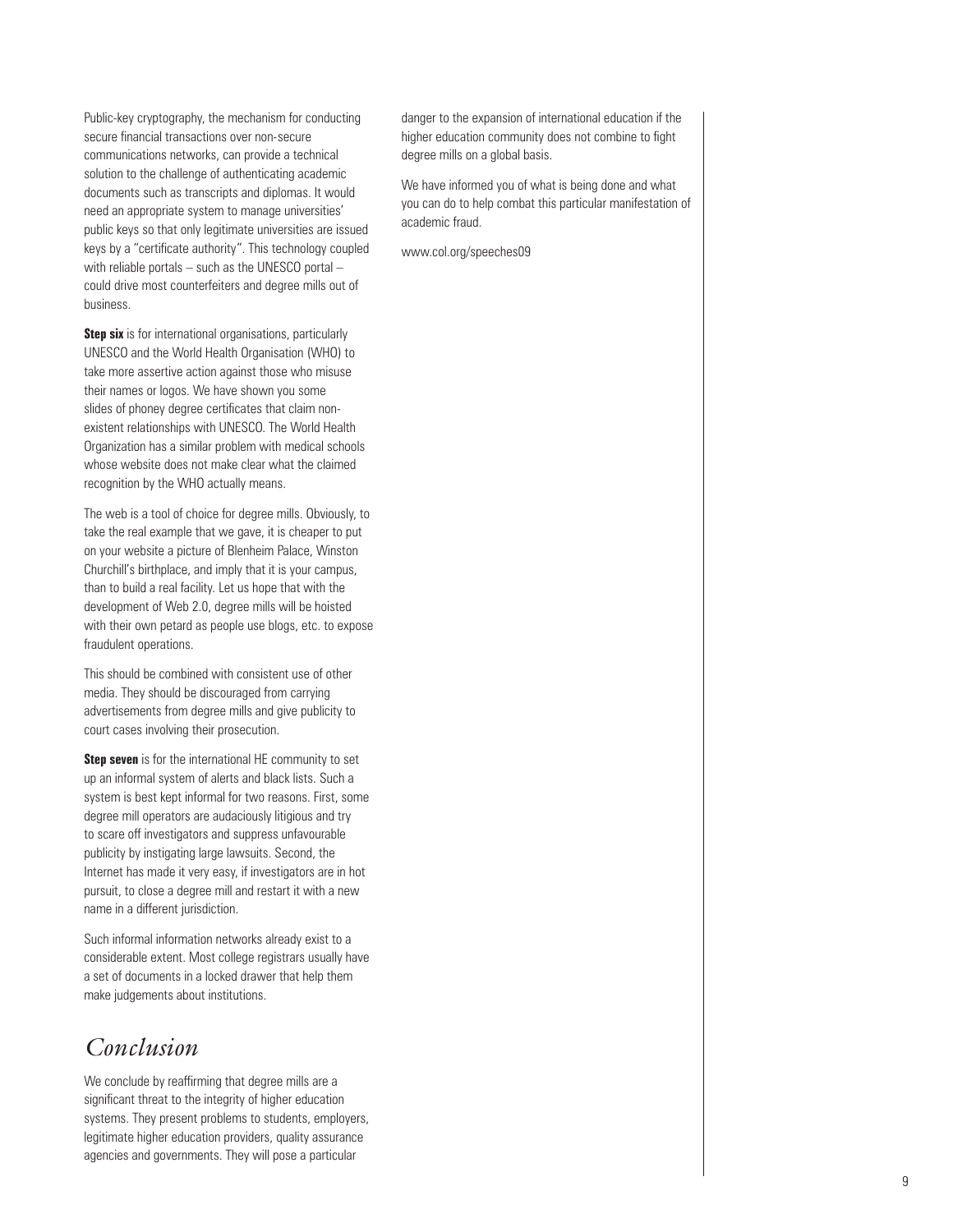Public-key cryptography, the mechanism for conducting secure financial transactions over non-secure communications networks, can provide a technical solution to the challenge of authenticating academic documents such as transcripts and diplomas. It would need an appropriate system to manage universities' public keys so that only legitimate universities are issued keys by a "certificate authority". This technology coupled with reliable portals – such as the UNESCO portal – could drive most counterfeiters and degree mills out of business.

**Step six** is for international organisations, particularly UNESCO and the World Health Organisation (WHO) to take more assertive action against those who misuse their names or logos. We have shown you some slides of phoney degree certificates that claim non-existent relationships with UNESCO. The World Health Organization has a similar problem with medical schools whose website does not make clear what the claimed recognition by the WHO actually means.

The web is a tool of choice for degree mills. Obviously, to take the real example that we gave, it is cheaper to put on your website a picture of Blenheim Palace, Winston Churchill's birthplace, and imply that it is your campus, than to build a real facility. Let us hope that with the development of Web 2.0, degree mills will be hoisted with their own petard as people use blogs, etc. to expose fraudulent operations.

This should be combined with consistent use of other media. They should be discouraged from carrying advertisements from degree mills and give publicity to court cases involving their prosecution.

**Step seven** is for the international HE community to set up an informal system of alerts and black lists. Such a system is best kept informal for two reasons. First, some degree mill operators are audaciously litigious and try to scare off investigators and suppress unfavourable publicity by instigating large lawsuits. Second, the Internet has made it very easy, if investigators are in hot pursuit, to close a degree mill and restart it with a new name in a different jurisdiction.

Such informal information networks already exist to a considerable extent. Most college registrars usually have a set of documents in a locked drawer that help them make judgements about institutions.

## *Conclusion*

We conclude by reaffirming that degree mills are a significant threat to the integrity of higher education systems. They present problems to students, employers, legitimate higher education providers, quality assurance agencies and governments. They will pose a particular danger to the expansion of international education if the higher education community does not combine to fight degree mills on a global basis.

We have informed you of what is being done and what you can do to help combat this particular manifestation of academic fraud.

www.col.org/speeches09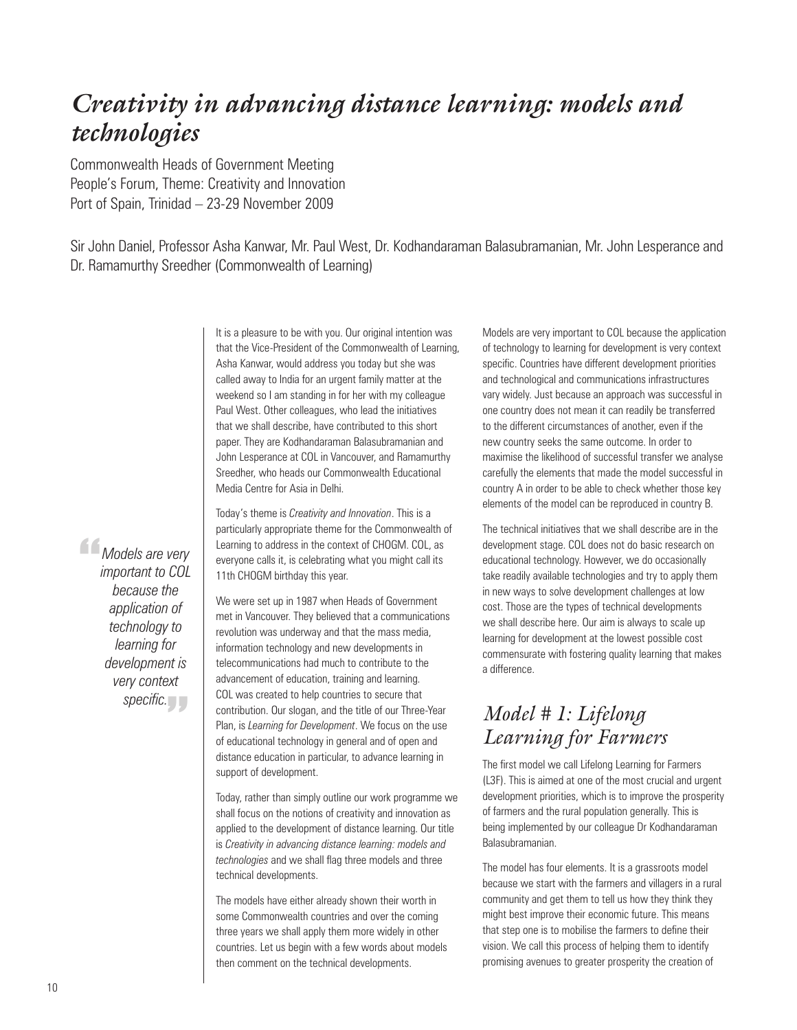# *Creativity in advancing distance learning: models and technologies*

Commonwealth Heads of Government Meeting
People's Forum, Theme: Creativity and Innovation
Port of Spain, Trinidad – 23-29 November 2009

Sir John Daniel, Professor Asha Kanwar, Mr. Paul West, Dr. Kodhandaraman Balasubramanian, Mr. John Lesperance and Dr. Ramamurthy Sreedher (Commonwealth of Learning)

> *Models are very important to COL because the application of technology to learning for development is very context specific.*

It is a pleasure to be with you. Our original intention was that the Vice-President of the Commonwealth of Learning, Asha Kanwar, would address you today but she was called away to India for an urgent family matter at the weekend so I am standing in for her with my colleague Paul West. Other colleagues, who lead the initiatives that we shall describe, have contributed to this short paper. They are Kodhandaraman Balasubramanian and John Lesperance at COL in Vancouver, and Ramamurthy Sreedher, who heads our Commonwealth Educational Media Centre for Asia in Delhi.

Today's theme is *Creativity and Innovation*. This is a particularly appropriate theme for the Commonwealth of Learning to address in the context of CHOGM. COL, as everyone calls it, is celebrating what you might call its 11th CHOGM birthday this year.

We were set up in 1987 when Heads of Government met in Vancouver. They believed that a communications revolution was underway and that the mass media, information technology and new developments in telecommunications had much to contribute to the advancement of education, training and learning. COL was created to help countries to secure that contribution. Our slogan, and the title of our Three-Year Plan, is *Learning for Development*. We focus on the use of educational technology in general and of open and distance education in particular, to advance learning in support of development.

Today, rather than simply outline our work programme we shall focus on the notions of creativity and innovation as applied to the development of distance learning. Our title is *Creativity in advancing distance learning: models and technologies* and we shall flag three models and three technical developments.

The models have either already shown their worth in some Commonwealth countries and over the coming three years we shall apply them more widely in other countries. Let us begin with a few words about models then comment on the technical developments.

Models are very important to COL because the application of technology to learning for development is very context specific. Countries have different development priorities and technological and communications infrastructures vary widely. Just because an approach was successful in one country does not mean it can readily be transferred to the different circumstances of another, even if the new country seeks the same outcome. In order to maximise the likelihood of successful transfer we analyse carefully the elements that made the model successful in country A in order to be able to check whether those key elements of the model can be reproduced in country B.

The technical initiatives that we shall describe are in the development stage. COL does not do basic research on educational technology. However, we do occasionally take readily available technologies and try to apply them in new ways to solve development challenges at low cost. Those are the types of technical developments we shall describe here. Our aim is always to scale up learning for development at the lowest possible cost commensurate with fostering quality learning that makes a difference.

## *Model # 1: Lifelong Learning for Farmers*

The first model we call Lifelong Learning for Farmers (L3F). This is aimed at one of the most crucial and urgent development priorities, which is to improve the prosperity of farmers and the rural population generally. This is being implemented by our colleague Dr Kodhandaraman Balasubramanian.

The model has four elements. It is a grassroots model because we start with the farmers and villagers in a rural community and get them to tell us how they think they might best improve their economic future. This means that step one is to mobilise the farmers to define their vision. We call this process of helping them to identify promising avenues to greater prosperity the creation of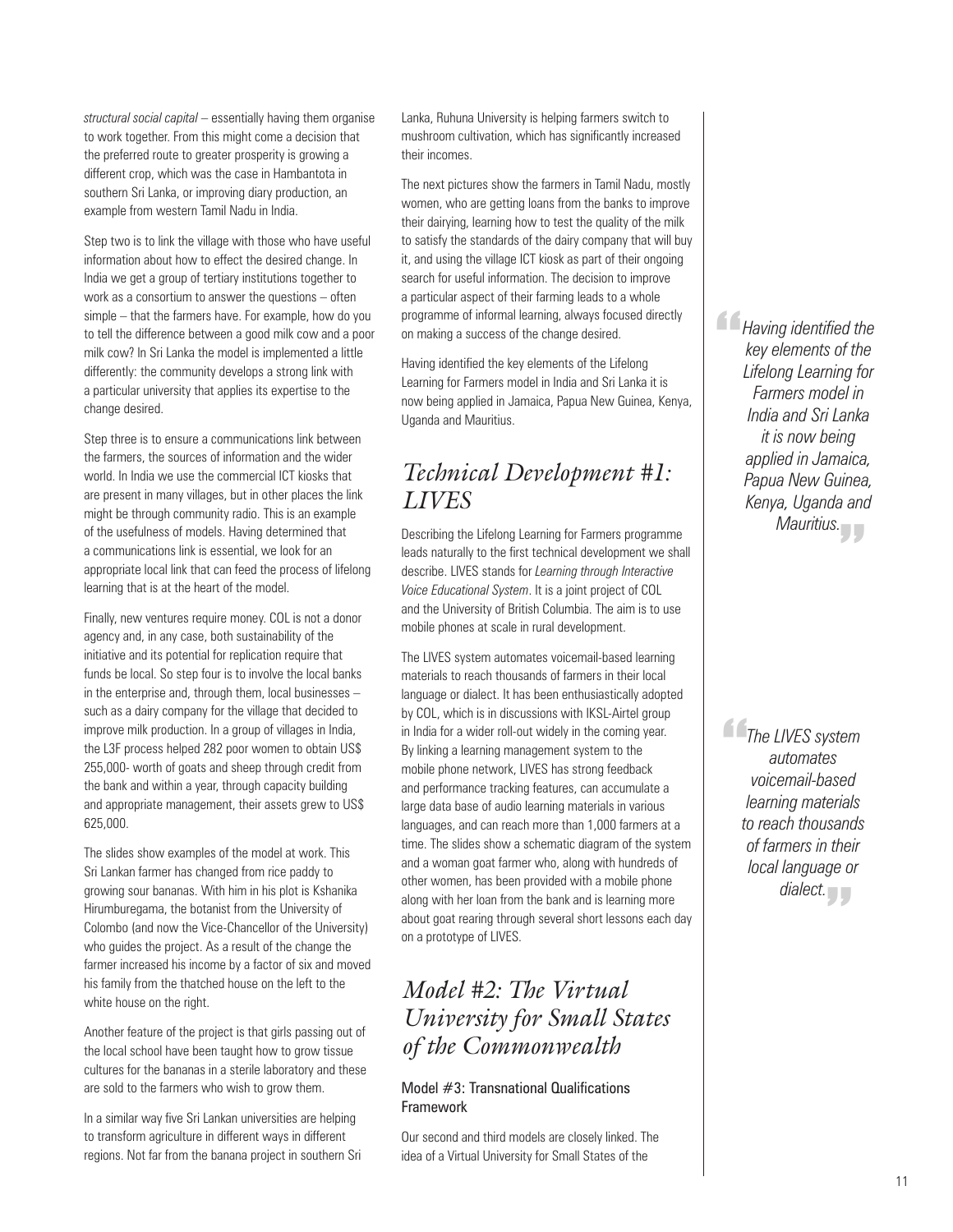*structural social capital* – essentially having them organise to work together. From this might come a decision that the preferred route to greater prosperity is growing a different crop, which was the case in Hambantota in southern Sri Lanka, or improving diary production, an example from western Tamil Nadu in India.

Step two is to link the village with those who have useful information about how to effect the desired change. In India we get a group of tertiary institutions together to work as a consortium to answer the questions – often simple – that the farmers have. For example, how do you to tell the difference between a good milk cow and a poor milk cow? In Sri Lanka the model is implemented a little differently: the community develops a strong link with a particular university that applies its expertise to the change desired.

Step three is to ensure a communications link between the farmers, the sources of information and the wider world. In India we use the commercial ICT kiosks that are present in many villages, but in other places the link might be through community radio. This is an example of the usefulness of models. Having determined that a communications link is essential, we look for an appropriate local link that can feed the process of lifelong learning that is at the heart of the model.

Finally, new ventures require money. COL is not a donor agency and, in any case, both sustainability of the initiative and its potential for replication require that funds be local. So step four is to involve the local banks in the enterprise and, through them, local businesses – such as a dairy company for the village that decided to improve milk production. In a group of villages in India, the L3F process helped 282 poor women to obtain US$ 255,000- worth of goats and sheep through credit from the bank and within a year, through capacity building and appropriate management, their assets grew to US$ 625,000.

The slides show examples of the model at work. This Sri Lankan farmer has changed from rice paddy to growing sour bananas. With him in his plot is Kshanika Hirumburegama, the botanist from the University of Colombo (and now the Vice-Chancellor of the University) who guides the project. As a result of the change the farmer increased his income by a factor of six and moved his family from the thatched house on the left to the white house on the right.

Another feature of the project is that girls passing out of the local school have been taught how to grow tissue cultures for the bananas in a sterile laboratory and these are sold to the farmers who wish to grow them.

In a similar way five Sri Lankan universities are helping to transform agriculture in different ways in different regions. Not far from the banana project in southern Sri Lanka, Ruhuna University is helping farmers switch to mushroom cultivation, which has significantly increased their incomes.

The next pictures show the farmers in Tamil Nadu, mostly women, who are getting loans from the banks to improve their dairying, learning how to test the quality of the milk to satisfy the standards of the dairy company that will buy it, and using the village ICT kiosk as part of their ongoing search for useful information. The decision to improve a particular aspect of their farming leads to a whole programme of informal learning, always focused directly on making a success of the change desired.

Having identified the key elements of the Lifelong Learning for Farmers model in India and Sri Lanka it is now being applied in Jamaica, Papua New Guinea, Kenya, Uganda and Mauritius.

> *"Having identified the key elements of the Lifelong Learning for Farmers model in India and Sri Lanka it is now being applied in Jamaica, Papua New Guinea, Kenya, Uganda and Mauritius."*

## *Technical Development #1: LIVES*

Describing the Lifelong Learning for Farmers programme leads naturally to the first technical development we shall describe. LIVES stands for *Learning through Interactive Voice Educational System*. It is a joint project of COL and the University of British Columbia. The aim is to use mobile phones at scale in rural development.

The LIVES system automates voicemail-based learning materials to reach thousands of farmers in their local language or dialect. It has been enthusiastically adopted by COL, which is in discussions with IKSL-Airtel group in India for a wider roll-out widely in the coming year. By linking a learning management system to the mobile phone network, LIVES has strong feedback and performance tracking features, can accumulate a large data base of audio learning materials in various languages, and can reach more than 1,000 farmers at a time. The slides show a schematic diagram of the system and a woman goat farmer who, along with hundreds of other women, has been provided with a mobile phone along with her loan from the bank and is learning more about goat rearing through several short lessons each day on a prototype of LIVES.

> *"The LIVES system automates voicemail-based learning materials to reach thousands of farmers in their local language or dialect."*

## *Model #2: The Virtual University for Small States of the Commonwealth*

### Model #3: Transnational Qualifications Framework

Our second and third models are closely linked. The idea of a Virtual University for Small States of the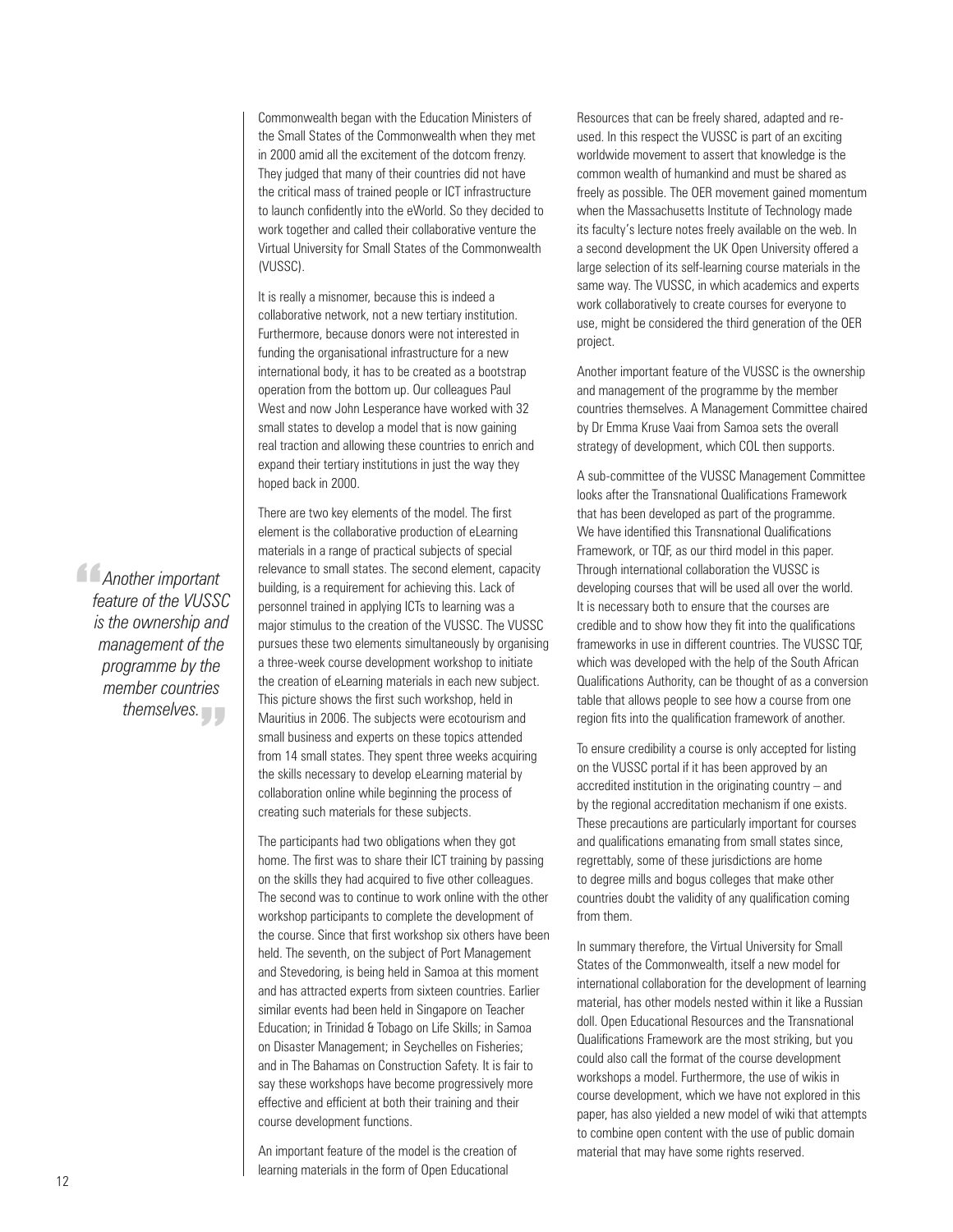Commonwealth began with the Education Ministers of the Small States of the Commonwealth when they met in 2000 amid all the excitement of the dotcom frenzy. They judged that many of their countries did not have the critical mass of trained people or ICT infrastructure to launch confidently into the eWorld. So they decided to work together and called their collaborative venture the Virtual University for Small States of the Commonwealth (VUSSC).

It is really a misnomer, because this is indeed a collaborative network, not a new tertiary institution. Furthermore, because donors were not interested in funding the organisational infrastructure for a new international body, it has to be created as a bootstrap operation from the bottom up. Our colleagues Paul West and now John Lesperance have worked with 32 small states to develop a model that is now gaining real traction and allowing these countries to enrich and expand their tertiary institutions in just the way they hoped back in 2000.

There are two key elements of the model. The first element is the collaborative production of eLearning materials in a range of practical subjects of special relevance to small states. The second element, capacity building, is a requirement for achieving this. Lack of personnel trained in applying ICTs to learning was a major stimulus to the creation of the VUSSC. The VUSSC pursues these two elements simultaneously by organising a three-week course development workshop to initiate the creation of eLearning materials in each new subject. This picture shows the first such workshop, held in Mauritius in 2006. The subjects were ecotourism and small business and experts on these topics attended from 14 small states. They spent three weeks acquiring the skills necessary to develop eLearning material by collaboration online while beginning the process of creating such materials for these subjects.

> *"Another important feature of the VUSSC is the ownership and management of the programme by the member countries themselves."*

The participants had two obligations when they got home. The first was to share their ICT training by passing on the skills they had acquired to five other colleagues. The second was to continue to work online with the other workshop participants to complete the development of the course. Since that first workshop six others have been held. The seventh, on the subject of Port Management and Stevedoring, is being held in Samoa at this moment and has attracted experts from sixteen countries. Earlier similar events had been held in Singapore on Teacher Education; in Trinidad & Tobago on Life Skills; in Samoa on Disaster Management; in Seychelles on Fisheries; and in The Bahamas on Construction Safety. It is fair to say these workshops have become progressively more effective and efficient at both their training and their course development functions.

An important feature of the model is the creation of learning materials in the form of Open Educational Resources that can be freely shared, adapted and re-used. In this respect the VUSSC is part of an exciting worldwide movement to assert that knowledge is the common wealth of humankind and must be shared as freely as possible. The OER movement gained momentum when the Massachusetts Institute of Technology made its faculty's lecture notes freely available on the web. In a second development the UK Open University offered a large selection of its self-learning course materials in the same way. The VUSSC, in which academics and experts work collaboratively to create courses for everyone to use, might be considered the third generation of the OER project.

Another important feature of the VUSSC is the ownership and management of the programme by the member countries themselves. A Management Committee chaired by Dr Emma Kruse Vaai from Samoa sets the overall strategy of development, which COL then supports.

A sub-committee of the VUSSC Management Committee looks after the Transnational Qualifications Framework that has been developed as part of the programme. We have identified this Transnational Qualifications Framework, or TQF, as our third model in this paper. Through international collaboration the VUSSC is developing courses that will be used all over the world. It is necessary both to ensure that the courses are credible and to show how they fit into the qualifications frameworks in use in different countries. The VUSSC TQF, which was developed with the help of the South African Qualifications Authority, can be thought of as a conversion table that allows people to see how a course from one region fits into the qualification framework of another.

To ensure credibility a course is only accepted for listing on the VUSSC portal if it has been approved by an accredited institution in the originating country – and by the regional accreditation mechanism if one exists. These precautions are particularly important for courses and qualifications emanating from small states since, regrettably, some of these jurisdictions are home to degree mills and bogus colleges that make other countries doubt the validity of any qualification coming from them.

In summary therefore, the Virtual University for Small States of the Commonwealth, itself a new model for international collaboration for the development of learning material, has other models nested within it like a Russian doll. Open Educational Resources and the Transnational Qualifications Framework are the most striking, but you could also call the format of the course development workshops a model. Furthermore, the use of wikis in course development, which we have not explored in this paper, has also yielded a new model of wiki that attempts to combine open content with the use of public domain material that may have some rights reserved.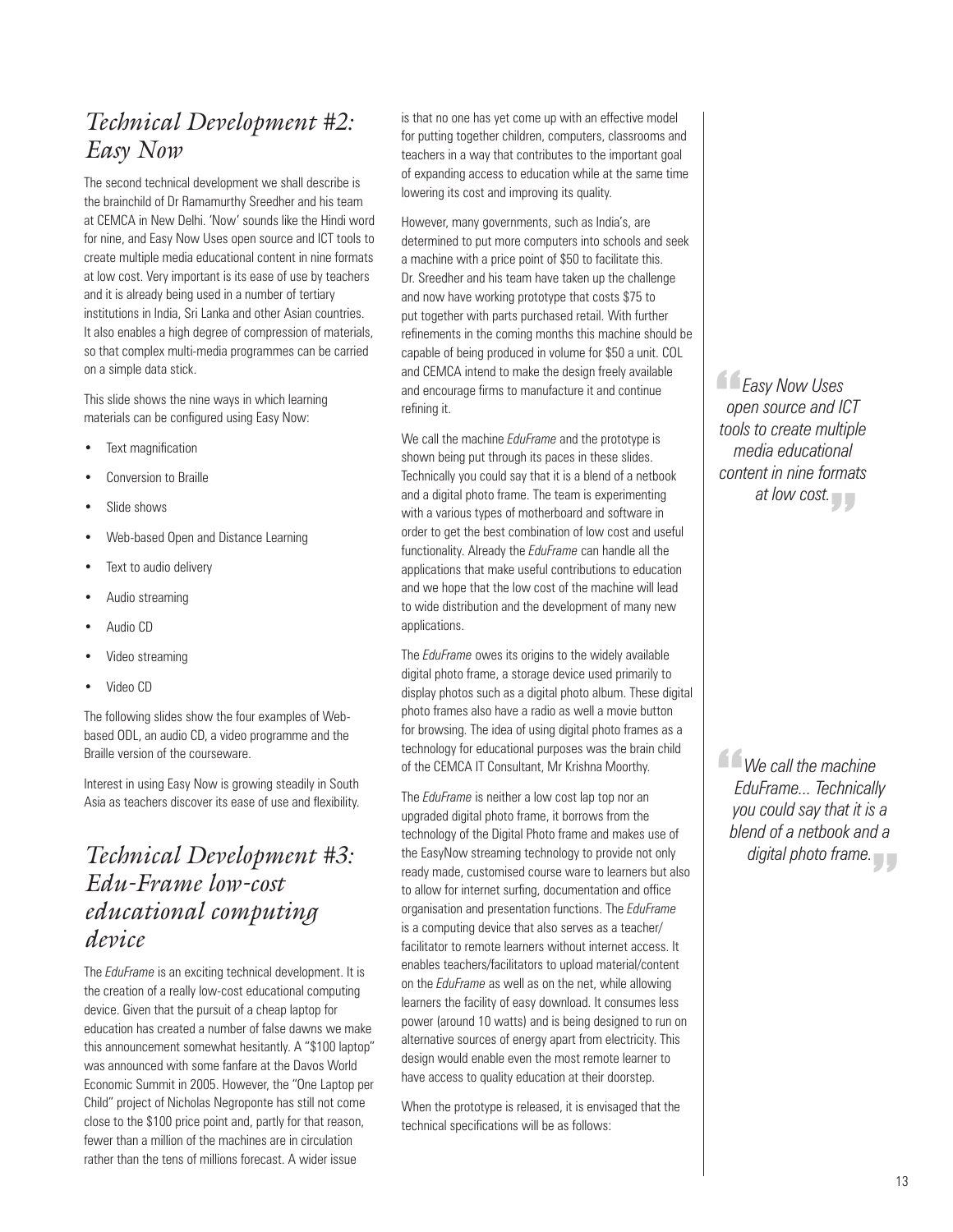## *Technical Development #2: Easy Now*

The second technical development we shall describe is the brainchild of Dr Ramamurthy Sreedher and his team at CEMCA in New Delhi. 'Now' sounds like the Hindi word for nine, and Easy Now Uses open source and ICT tools to create multiple media educational content in nine formats at low cost. Very important is its ease of use by teachers and it is already being used in a number of tertiary institutions in India, Sri Lanka and other Asian countries. It also enables a high degree of compression of materials, so that complex multi-media programmes can be carried on a simple data stick.

This slide shows the nine ways in which learning materials can be configured using Easy Now:

- Text magnification
- Conversion to Braille
- Slide shows
- Web-based Open and Distance Learning
- Text to audio delivery
- Audio streaming
- Audio CD
- Video streaming
- Video CD

The following slides show the four examples of Web-based ODL, an audio CD, a video programme and the Braille version of the courseware.

Interest in using Easy Now is growing steadily in South Asia as teachers discover its ease of use and flexibility.

## *Technical Development #3: Edu-Frame low-cost educational computing device*

The *EduFrame* is an exciting technical development. It is the creation of a really low-cost educational computing device. Given that the pursuit of a cheap laptop for education has created a number of false dawns we make this announcement somewhat hesitantly. A "$100 laptop" was announced with some fanfare at the Davos World Economic Summit in 2005. However, the "One Laptop per Child" project of Nicholas Negroponte has still not come close to the $100 price point and, partly for that reason, fewer than a million of the machines are in circulation rather than the tens of millions forecast. A wider issue is that no one has yet come up with an effective model for putting together children, computers, classrooms and teachers in a way that contributes to the important goal of expanding access to education while at the same time lowering its cost and improving its quality.

However, many governments, such as India's, are determined to put more computers into schools and seek a machine with a price point of $50 to facilitate this. Dr. Sreedher and his team have taken up the challenge and now have working prototype that costs $75 to put together with parts purchased retail. With further refinements in the coming months this machine should be capable of being produced in volume for $50 a unit. COL and CEMCA intend to make the design freely available and encourage firms to manufacture it and continue refining it.

We call the machine *EduFrame* and the prototype is shown being put through its paces in these slides. Technically you could say that it is a blend of a netbook and a digital photo frame. The team is experimenting with a various types of motherboard and software in order to get the best combination of low cost and useful functionality. Already the *EduFrame* can handle all the applications that make useful contributions to education and we hope that the low cost of the machine will lead to wide distribution and the development of many new applications.

The *EduFrame* owes its origins to the widely available digital photo frame, a storage device used primarily to display photos such as a digital photo album. These digital photo frames also have a radio as well a movie button for browsing. The idea of using digital photo frames as a technology for educational purposes was the brain child of the CEMCA IT Consultant, Mr Krishna Moorthy.

The *EduFrame* is neither a low cost lap top nor an upgraded digital photo frame, it borrows from the technology of the Digital Photo frame and makes use of the EasyNow streaming technology to provide not only ready made, customised course ware to learners but also to allow for internet surfing, documentation and office organisation and presentation functions. The *EduFrame* is a computing device that also serves as a teacher/facilitator to remote learners without internet access. It enables teachers/facilitators to upload material/content on the *EduFrame* as well as on the net, while allowing learners the facility of easy download. It consumes less power (around 10 watts) and is being designed to run on alternative sources of energy apart from electricity. This design would enable even the most remote learner to have access to quality education at their doorstep.

When the prototype is released, it is envisaged that the technical specifications will be as follows:

> *"Easy Now Uses open source and ICT tools to create multiple media educational content in nine formats at low cost."*

> *"We call the machine EduFrame... Technically you could say that it is a blend of a netbook and a digital photo frame."*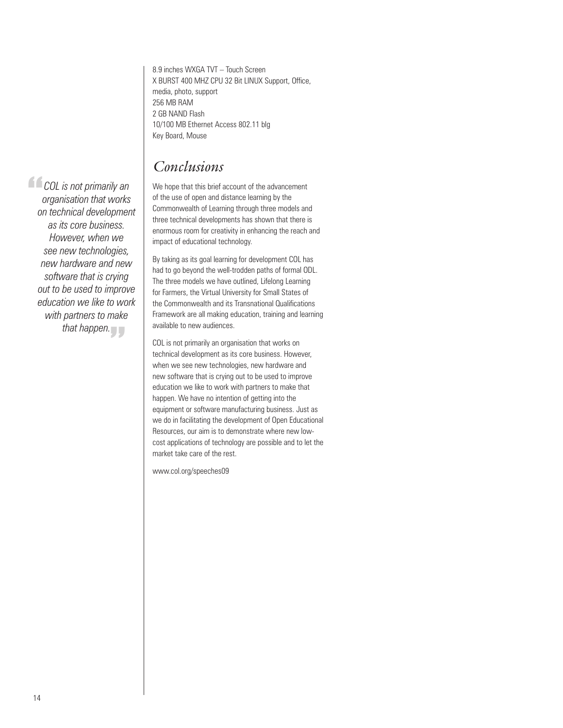8.9 inches WXGA TVT – Touch Screen
X BURST 400 MHZ CPU 32 Bit LINUX Support, Office, media, photo, support
256 MB RAM
2 GB NAND Flash
10/100 MB Ethernet Access 802.11 blg
Key Board, Mouse

## Conclusions

> *COL is not primarily an organisation that works on technical development as its core business. However, when we see new technologies, new hardware and new software that is crying out to be used to improve education we like to work with partners to make that happen.*

We hope that this brief account of the advancement of the use of open and distance learning by the Commonwealth of Learning through three models and three technical developments has shown that there is enormous room for creativity in enhancing the reach and impact of educational technology.

By taking as its goal learning for development COL has had to go beyond the well-trodden paths of formal ODL. The three models we have outlined, Lifelong Learning for Farmers, the Virtual University for Small States of the Commonwealth and its Transnational Qualifications Framework are all making education, training and learning available to new audiences.

COL is not primarily an organisation that works on technical development as its core business. However, when we see new technologies, new hardware and new software that is crying out to be used to improve education we like to work with partners to make that happen. We have no intention of getting into the equipment or software manufacturing business. Just as we do in facilitating the development of Open Educational Resources, our aim is to demonstrate where new low-cost applications of technology are possible and to let the market take care of the rest.

www.col.org/speeches09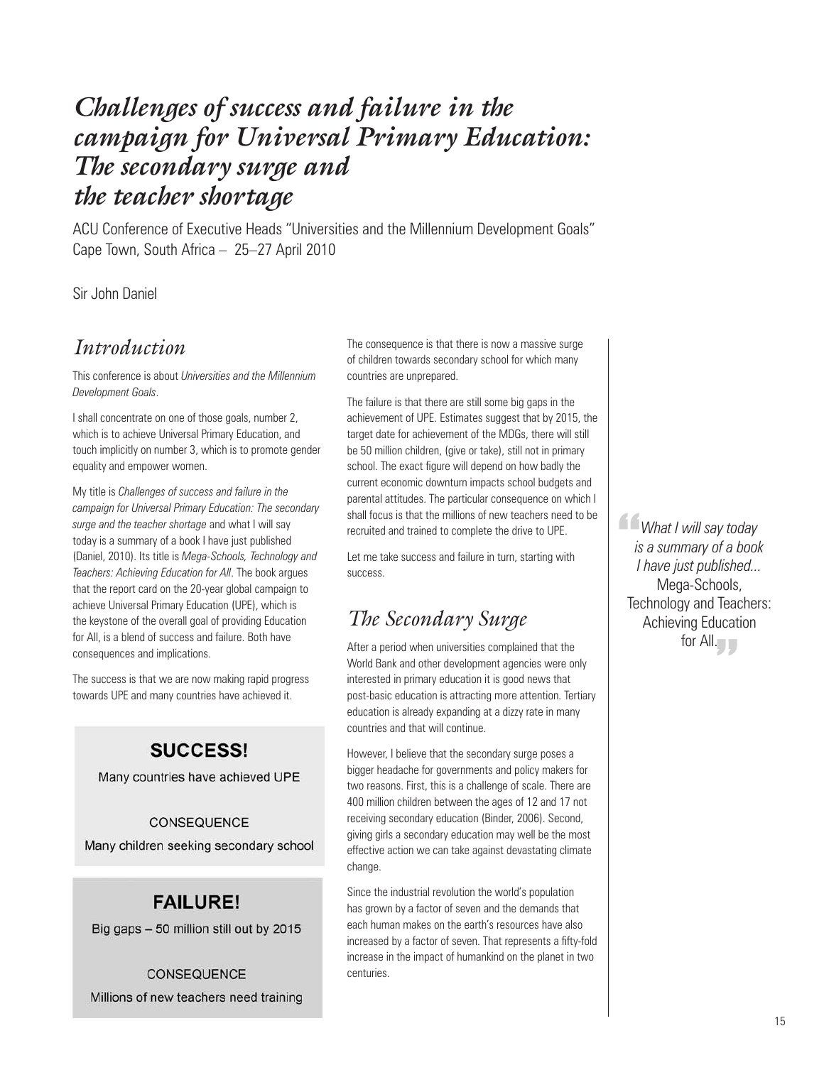# Challenges of success and failure in the campaign for Universal Primary Education: The secondary surge and the teacher shortage

ACU Conference of Executive Heads "Universities and the Millennium Development Goals"
Cape Town, South Africa – 25–27 April 2010

Sir John Daniel

## Introduction

This conference is about *Universities and the Millennium Development Goals*.

I shall concentrate on one of those goals, number 2, which is to achieve Universal Primary Education, and touch implicitly on number 3, which is to promote gender equality and empower women.

My title is *Challenges of success and failure in the campaign for Universal Primary Education: The secondary surge and the teacher shortage* and what I will say today is a summary of a book I have just published (Daniel, 2010). Its title is *Mega-Schools, Technology and Teachers: Achieving Education for All*. The book argues that the report card on the 20-year global campaign to achieve Universal Primary Education (UPE), which is the keystone of the overall goal of providing Education for All, is a blend of success and failure. Both have consequences and implications.

The success is that we are now making rapid progress towards UPE and many countries have achieved it.

**SUCCESS!**

Many countries have achieved UPE

CONSEQUENCE

Many children seeking secondary school

**FAILURE!**

Big gaps – 50 million still out by 2015

CONSEQUENCE

Millions of new teachers need training

The consequence is that there is now a massive surge of children towards secondary school for which many countries are unprepared.

The failure is that there are still some big gaps in the achievement of UPE. Estimates suggest that by 2015, the target date for achievement of the MDGs, there will still be 50 million children, (give or take), still not in primary school. The exact figure will depend on how badly the current economic downturn impacts school budgets and parental attitudes. The particular consequence on which I shall focus is that the millions of new teachers need to be recruited and trained to complete the drive to UPE.

Let me take success and failure in turn, starting with success.

## The Secondary Surge

After a period when universities complained that the World Bank and other development agencies were only interested in primary education it is good news that post-basic education is attracting more attention. Tertiary education is already expanding at a dizzy rate in many countries and that will continue.

However, I believe that the secondary surge poses a bigger headache for governments and policy makers for two reasons. First, this is a challenge of scale. There are 400 million children between the ages of 12 and 17 not receiving secondary education (Binder, 2006). Second, giving girls a secondary education may well be the most effective action we can take against devastating climate change.

Since the industrial revolution the world's population has grown by a factor of seven and the demands that each human makes on the earth's resources have also increased by a factor of seven. That represents a fifty-fold increase in the impact of humankind on the planet in two centuries.

> *"What I will say today is a summary of a book I have just published...* Mega-Schools, Technology and Teachers: Achieving Education for All."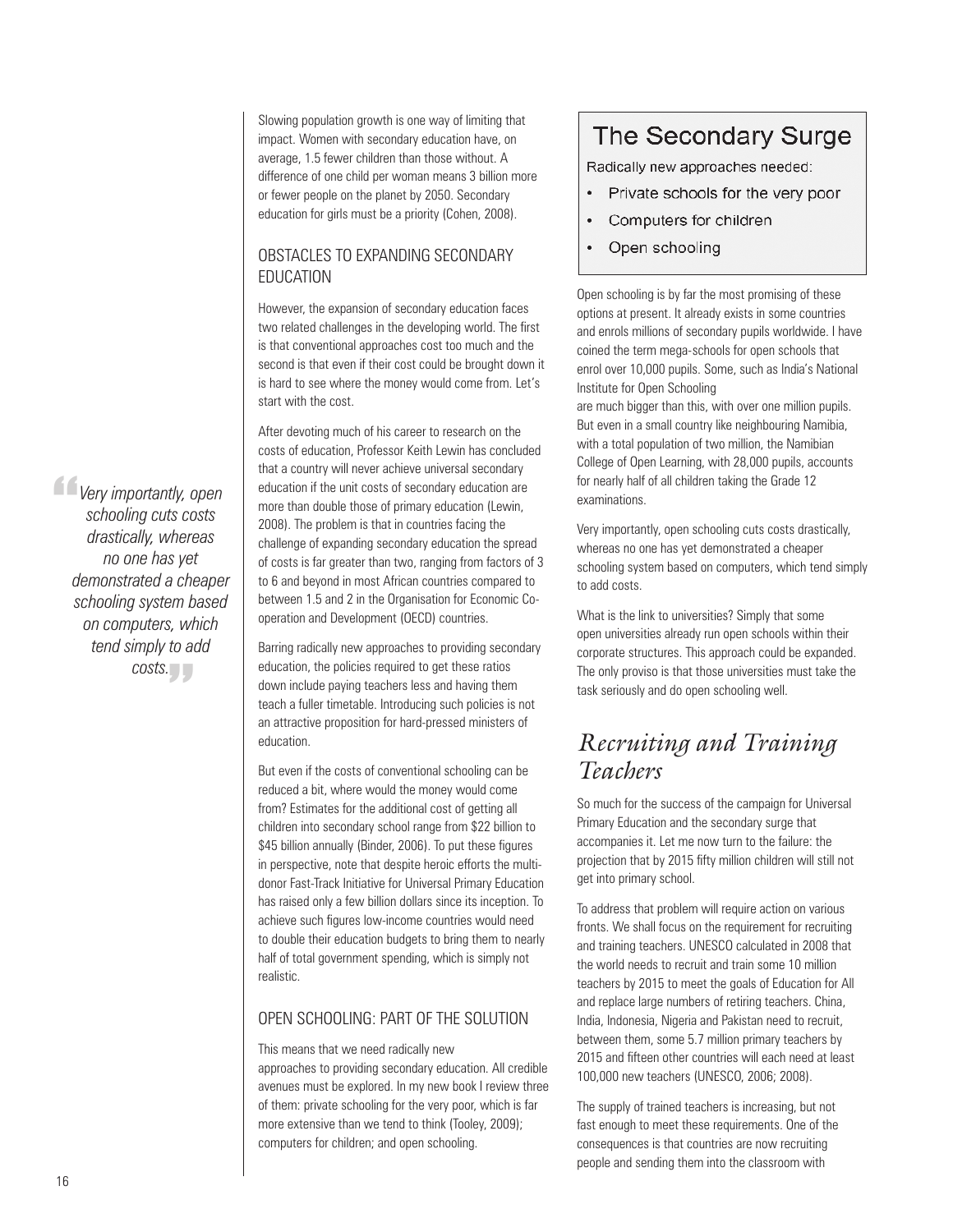Slowing population growth is one way of limiting that impact. Women with secondary education have, on average, 1.5 fewer children than those without. A difference of one child per woman means 3 billion more or fewer people on the planet by 2050. Secondary education for girls must be a priority (Cohen, 2008).

### OBSTACLES TO EXPANDING SECONDARY EDUCATION

However, the expansion of secondary education faces two related challenges in the developing world. The first is that conventional approaches cost too much and the second is that even if their cost could be brought down it is hard to see where the money would come from. Let's start with the cost.

After devoting much of his career to research on the costs of education, Professor Keith Lewin has concluded that a country will never achieve universal secondary education if the unit costs of secondary education are more than double those of primary education (Lewin, 2008). The problem is that in countries facing the challenge of expanding secondary education the spread of costs is far greater than two, ranging from factors of 3 to 6 and beyond in most African countries compared to between 1.5 and 2 in the Organisation for Economic Co-operation and Development (OECD) countries.

> *Very importantly, open schooling cuts costs drastically, whereas no one has yet demonstrated a cheaper schooling system based on computers, which tend simply to add costs.*

Barring radically new approaches to providing secondary education, the policies required to get these ratios down include paying teachers less and having them teach a fuller timetable. Introducing such policies is not an attractive proposition for hard-pressed ministers of education.

But even if the costs of conventional schooling can be reduced a bit, where would the money would come from? Estimates for the additional cost of getting all children into secondary school range from $22 billion to $45 billion annually (Binder, 2006). To put these figures in perspective, note that despite heroic efforts the multi-donor Fast-Track Initiative for Universal Primary Education has raised only a few billion dollars since its inception. To achieve such figures low-income countries would need to double their education budgets to bring them to nearly half of total government spending, which is simply not realistic.

### OPEN SCHOOLING: PART OF THE SOLUTION

This means that we need radically new approaches to providing secondary education. All credible avenues must be explored. In my new book I review three of them: private schooling for the very poor, which is far more extensive than we tend to think (Tooley, 2009); computers for children; and open schooling.

> **The Secondary Surge**
>
> Radically new approaches needed:
>
> - Private schools for the very poor
> - Computers for children
> - Open schooling

Open schooling is by far the most promising of these options at present. It already exists in some countries and enrols millions of secondary pupils worldwide. I have coined the term mega-schools for open schools that enrol over 10,000 pupils. Some, such as India's National Institute for Open Schooling are much bigger than this, with over one million pupils. But even in a small country like neighbouring Namibia, with a total population of two million, the Namibian College of Open Learning, with 28,000 pupils, accounts for nearly half of all children taking the Grade 12 examinations.

Very importantly, open schooling cuts costs drastically, whereas no one has yet demonstrated a cheaper schooling system based on computers, which tend simply to add costs.

What is the link to universities? Simply that some open universities already run open schools within their corporate structures. This approach could be expanded. The only proviso is that those universities must take the task seriously and do open schooling well.

## *Recruiting and Training Teachers*

So much for the success of the campaign for Universal Primary Education and the secondary surge that accompanies it. Let me now turn to the failure: the projection that by 2015 fifty million children will still not get into primary school.

To address that problem will require action on various fronts. We shall focus on the requirement for recruiting and training teachers. UNESCO calculated in 2008 that the world needs to recruit and train some 10 million teachers by 2015 to meet the goals of Education for All and replace large numbers of retiring teachers. China, India, Indonesia, Nigeria and Pakistan need to recruit, between them, some 5.7 million primary teachers by 2015 and fifteen other countries will each need at least 100,000 new teachers (UNESCO, 2006; 2008).

The supply of trained teachers is increasing, but not fast enough to meet these requirements. One of the consequences is that countries are now recruiting people and sending them into the classroom with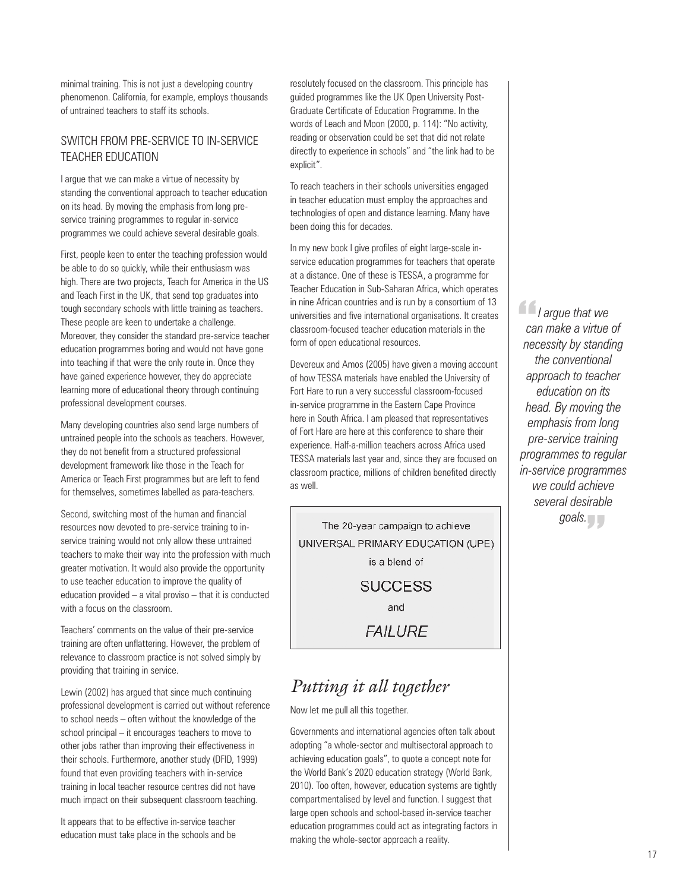minimal training. This is not just a developing country phenomenon. California, for example, employs thousands of untrained teachers to staff its schools.

### SWITCH FROM PRE-SERVICE TO IN-SERVICE TEACHER EDUCATION

I argue that we can make a virtue of necessity by standing the conventional approach to teacher education on its head. By moving the emphasis from long pre-service training programmes to regular in-service programmes we could achieve several desirable goals.

First, people keen to enter the teaching profession would be able to do so quickly, while their enthusiasm was high. There are two projects, Teach for America in the US and Teach First in the UK, that send top graduates into tough secondary schools with little training as teachers. These people are keen to undertake a challenge. Moreover, they consider the standard pre-service teacher education programmes boring and would not have gone into teaching if that were the only route in. Once they have gained experience however, they do appreciate learning more of educational theory through continuing professional development courses.

Many developing countries also send large numbers of untrained people into the schools as teachers. However, they do not benefit from a structured professional development framework like those in the Teach for America or Teach First programmes but are left to fend for themselves, sometimes labelled as para-teachers.

Second, switching most of the human and financial resources now devoted to pre-service training to in-service training would not only allow these untrained teachers to make their way into the profession with much greater motivation. It would also provide the opportunity to use teacher education to improve the quality of education provided – a vital proviso – that it is conducted with a focus on the classroom.

Teachers' comments on the value of their pre-service training are often unflattering. However, the problem of relevance to classroom practice is not solved simply by providing that training in service.

Lewin (2002) has argued that since much continuing professional development is carried out without reference to school needs – often without the knowledge of the school principal – it encourages teachers to move to other jobs rather than improving their effectiveness in their schools. Furthermore, another study (DFID, 1999) found that even providing teachers with in-service training in local teacher resource centres did not have much impact on their subsequent classroom teaching.

It appears that to be effective in-service teacher education must take place in the schools and be resolutely focused on the classroom. This principle has guided programmes like the UK Open University Post-Graduate Certificate of Education Programme. In the words of Leach and Moon (2000, p. 114): "No activity, reading or observation could be set that did not relate directly to experience in schools" and "the link had to be explicit".

To reach teachers in their schools universities engaged in teacher education must employ the approaches and technologies of open and distance learning. Many have been doing this for decades.

In my new book I give profiles of eight large-scale in-service education programmes for teachers that operate at a distance. One of these is TESSA, a programme for Teacher Education in Sub-Saharan Africa, which operates in nine African countries and is run by a consortium of 13 universities and five international organisations. It creates classroom-focused teacher education materials in the form of open educational resources.

Devereux and Amos (2005) have given a moving account of how TESSA materials have enabled the University of Fort Hare to run a very successful classroom-focused in-service programme in the Eastern Cape Province here in South Africa. I am pleased that representatives of Fort Hare are here at this conference to share their experience. Half-a-million teachers across Africa used TESSA materials last year and, since they are focused on classroom practice, millions of children benefited directly as well.

> *"I argue that we can make a virtue of necessity by standing the conventional approach to teacher education on its head. By moving the emphasis from long pre-service training programmes to regular in-service programmes we could achieve several desirable goals."*

The 20-year campaign to achieve
UNIVERSAL PRIMARY EDUCATION (UPE)
is a blend of

SUCCESS

and

*FAILURE*

## *Putting it all together*

Now let me pull all this together.

Governments and international agencies often talk about adopting "a whole-sector and multisectoral approach to achieving education goals", to quote a concept note for the World Bank's 2020 education strategy (World Bank, 2010). Too often, however, education systems are tightly compartmentalised by level and function. I suggest that large open schools and school-based in-service teacher education programmes could act as integrating factors in making the whole-sector approach a reality.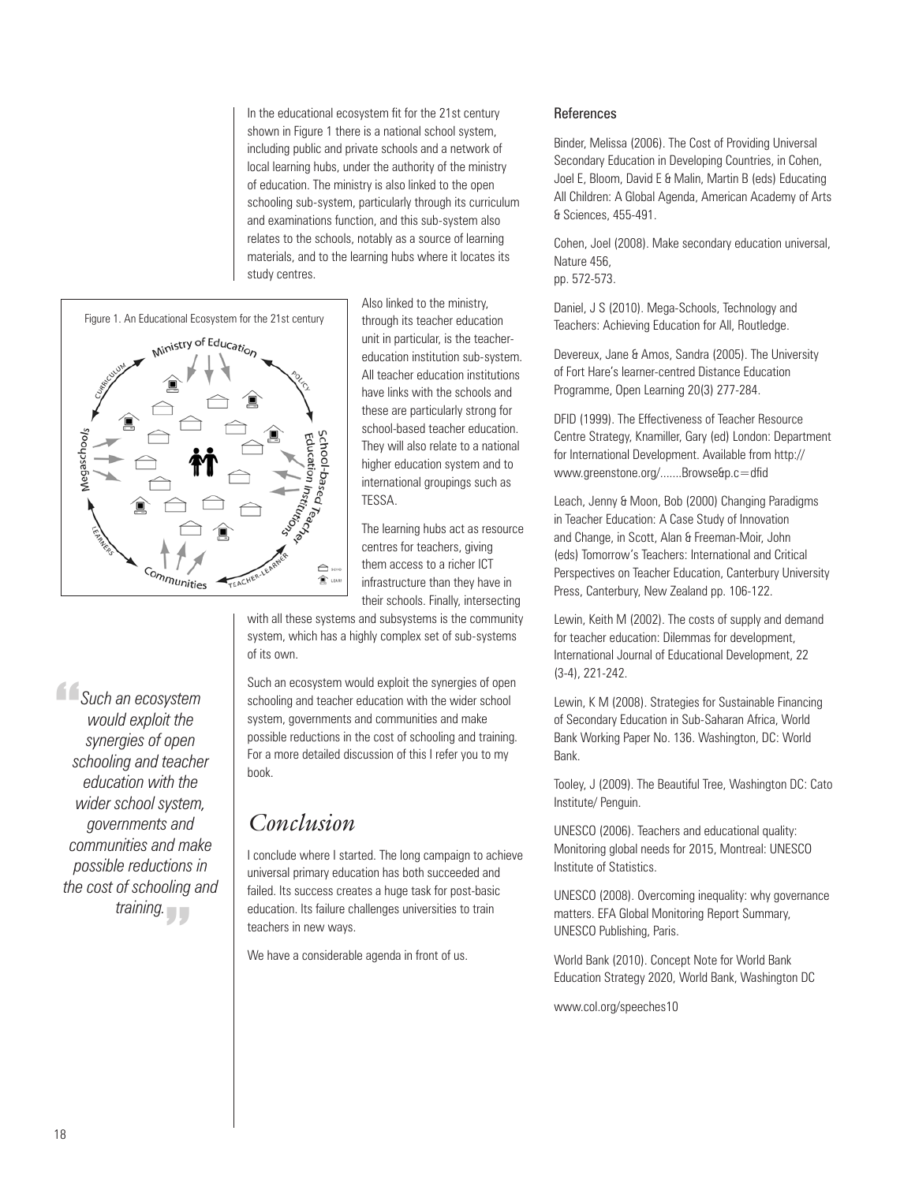In the educational ecosystem fit for the 21st century shown in Figure 1 there is a national school system, including public and private schools and a network of local learning hubs, under the authority of the ministry of education. The ministry is also linked to the open schooling sub-system, particularly through its curriculum and examinations function, and this sub-system also relates to the schools, notably as a source of learning materials, and to the learning hubs where it locates its study centres.

Figure 1. An Educational Ecosystem for the 21st century

Also linked to the ministry, through its teacher education unit in particular, is the teacher-education institution sub-system. All teacher education institutions have links with the schools and these are particularly strong for school-based teacher education. They will also relate to a national higher education system and to international groupings such as TESSA.

The learning hubs act as resource centres for teachers, giving them access to a richer ICT infrastructure than they have in their schools. Finally, intersecting with all these systems and subsystems is the community system, which has a highly complex set of sub-systems of its own.

> *Such an ecosystem would exploit the synergies of open schooling and teacher education with the wider school system, governments and communities and make possible reductions in the cost of schooling and training.*

Such an ecosystem would exploit the synergies of open schooling and teacher education with the wider school system, governments and communities and make possible reductions in the cost of schooling and training. For a more detailed discussion of this I refer you to my book.

## *Conclusion*

I conclude where I started. The long campaign to achieve universal primary education has both succeeded and failed. Its success creates a huge task for post-basic education. Its failure challenges universities to train teachers in new ways.

We have a considerable agenda in front of us.

### References

Binder, Melissa (2006). The Cost of Providing Universal Secondary Education in Developing Countries, in Cohen, Joel E, Bloom, David E & Malin, Martin B (eds) Educating All Children: A Global Agenda, American Academy of Arts & Sciences, 455-491.

Cohen, Joel (2008). Make secondary education universal, Nature 456, pp. 572-573.

Daniel, J S (2010). Mega-Schools, Technology and Teachers: Achieving Education for All, Routledge.

Devereux, Jane & Amos, Sandra (2005). The University of Fort Hare's learner-centred Distance Education Programme, Open Learning 20(3) 277-284.

DFID (1999). The Effectiveness of Teacher Resource Centre Strategy, Knamiller, Gary (ed) London: Department for International Development. Available from http://www.greenstone.org/.......Browse&p.c=dfid

Leach, Jenny & Moon, Bob (2000) Changing Paradigms in Teacher Education: A Case Study of Innovation and Change, in Scott, Alan & Freeman-Moir, John (eds) Tomorrow's Teachers: International and Critical Perspectives on Teacher Education, Canterbury University Press, Canterbury, New Zealand pp. 106-122.

Lewin, Keith M (2002). The costs of supply and demand for teacher education: Dilemmas for development, International Journal of Educational Development, 22 (3-4), 221-242.

Lewin, K M (2008). Strategies for Sustainable Financing of Secondary Education in Sub-Saharan Africa, World Bank Working Paper No. 136. Washington, DC: World Bank.

Tooley, J (2009). The Beautiful Tree, Washington DC: Cato Institute/ Penguin.

UNESCO (2006). Teachers and educational quality: Monitoring global needs for 2015, Montreal: UNESCO Institute of Statistics.

UNESCO (2008). Overcoming inequality: why governance matters. EFA Global Monitoring Report Summary, UNESCO Publishing, Paris.

World Bank (2010). Concept Note for World Bank Education Strategy 2020, World Bank, Washington DC

www.col.org/speeches10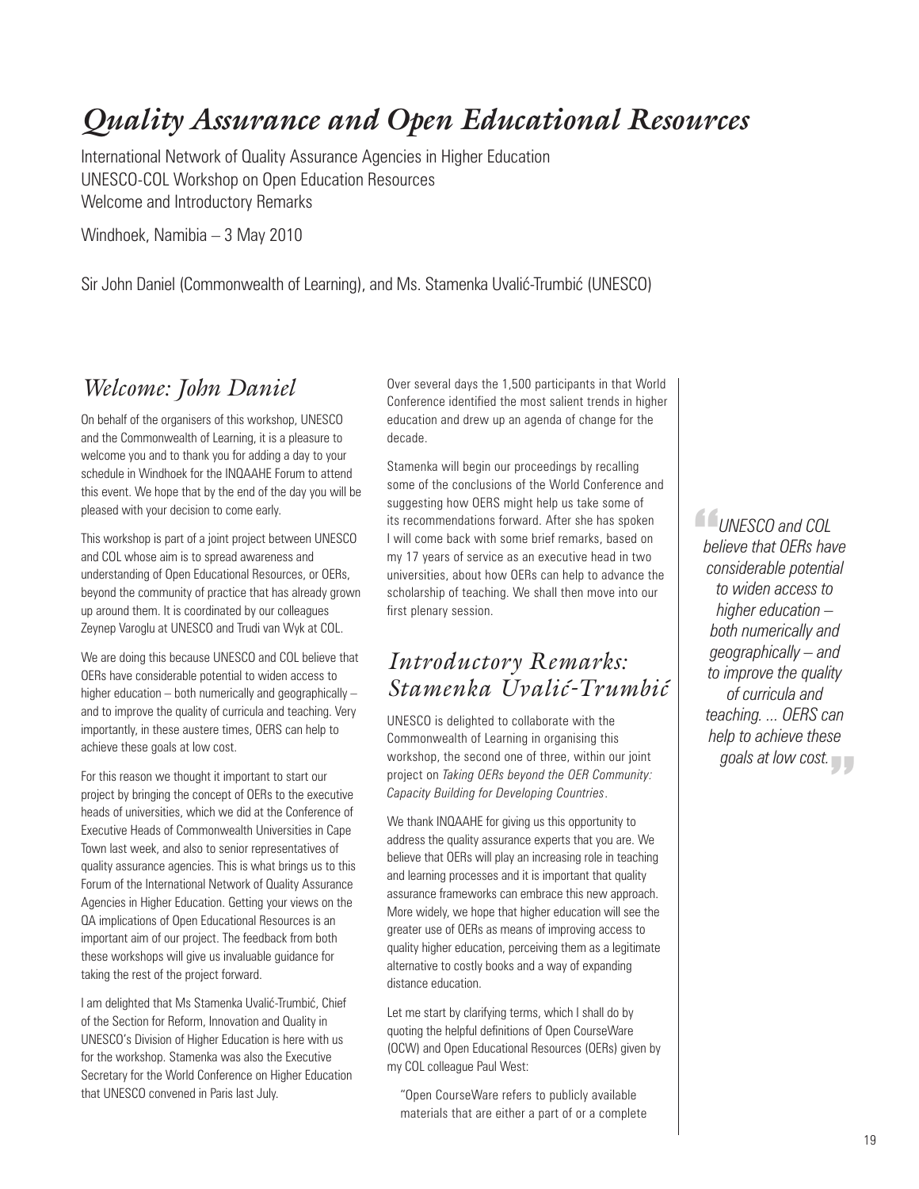# *Quality Assurance and Open Educational Resources*

International Network of Quality Assurance Agencies in Higher Education
UNESCO-COL Workshop on Open Education Resources
Welcome and Introductory Remarks

Windhoek, Namibia – 3 May 2010

Sir John Daniel (Commonwealth of Learning), and Ms. Stamenka Uvalić-Trumbić (UNESCO)

## *Welcome: John Daniel*

On behalf of the organisers of this workshop, UNESCO and the Commonwealth of Learning, it is a pleasure to welcome you and to thank you for adding a day to your schedule in Windhoek for the INQAAHE Forum to attend this event. We hope that by the end of the day you will be pleased with your decision to come early.

This workshop is part of a joint project between UNESCO and COL whose aim is to spread awareness and understanding of Open Educational Resources, or OERs, beyond the community of practice that has already grown up around them. It is coordinated by our colleagues Zeynep Varoglu at UNESCO and Trudi van Wyk at COL.

We are doing this because UNESCO and COL believe that OERs have considerable potential to widen access to higher education – both numerically and geographically – and to improve the quality of curricula and teaching. Very importantly, in these austere times, OERS can help to achieve these goals at low cost.

For this reason we thought it important to start our project by bringing the concept of OERs to the executive heads of universities, which we did at the Conference of Executive Heads of Commonwealth Universities in Cape Town last week, and also to senior representatives of quality assurance agencies. This is what brings us to this Forum of the International Network of Quality Assurance Agencies in Higher Education. Getting your views on the QA implications of Open Educational Resources is an important aim of our project. The feedback from both these workshops will give us invaluable guidance for taking the rest of the project forward.

I am delighted that Ms Stamenka Uvalić-Trumbić, Chief of the Section for Reform, Innovation and Quality in UNESCO's Division of Higher Education is here with us for the workshop. Stamenka was also the Executive Secretary for the World Conference on Higher Education that UNESCO convened in Paris last July.

Over several days the 1,500 participants in that World Conference identified the most salient trends in higher education and drew up an agenda of change for the decade.

Stamenka will begin our proceedings by recalling some of the conclusions of the World Conference and suggesting how OERS might help us take some of its recommendations forward. After she has spoken I will come back with some brief remarks, based on my 17 years of service as an executive head in two universities, about how OERs can help to advance the scholarship of teaching. We shall then move into our first plenary session.

## *Introductory Remarks: Stamenka Uvalić-Trumbić*

UNESCO is delighted to collaborate with the Commonwealth of Learning in organising this workshop, the second one of three, within our joint project on *Taking OERs beyond the OER Community: Capacity Building for Developing Countries*.

We thank INQAAHE for giving us this opportunity to address the quality assurance experts that you are. We believe that OERs will play an increasing role in teaching and learning processes and it is important that quality assurance frameworks can embrace this new approach. More widely, we hope that higher education will see the greater use of OERs as means of improving access to quality higher education, perceiving them as a legitimate alternative to costly books and a way of expanding distance education.

Let me start by clarifying terms, which I shall do by quoting the helpful definitions of Open CourseWare (OCW) and Open Educational Resources (OERs) given by my COL colleague Paul West:

> "Open CourseWare refers to publicly available materials that are either a part of or a complete

> *"UNESCO and COL believe that OERs have considerable potential to widen access to higher education – both numerically and geographically – and to improve the quality of curricula and teaching. ... OERS can help to achieve these goals at low cost."*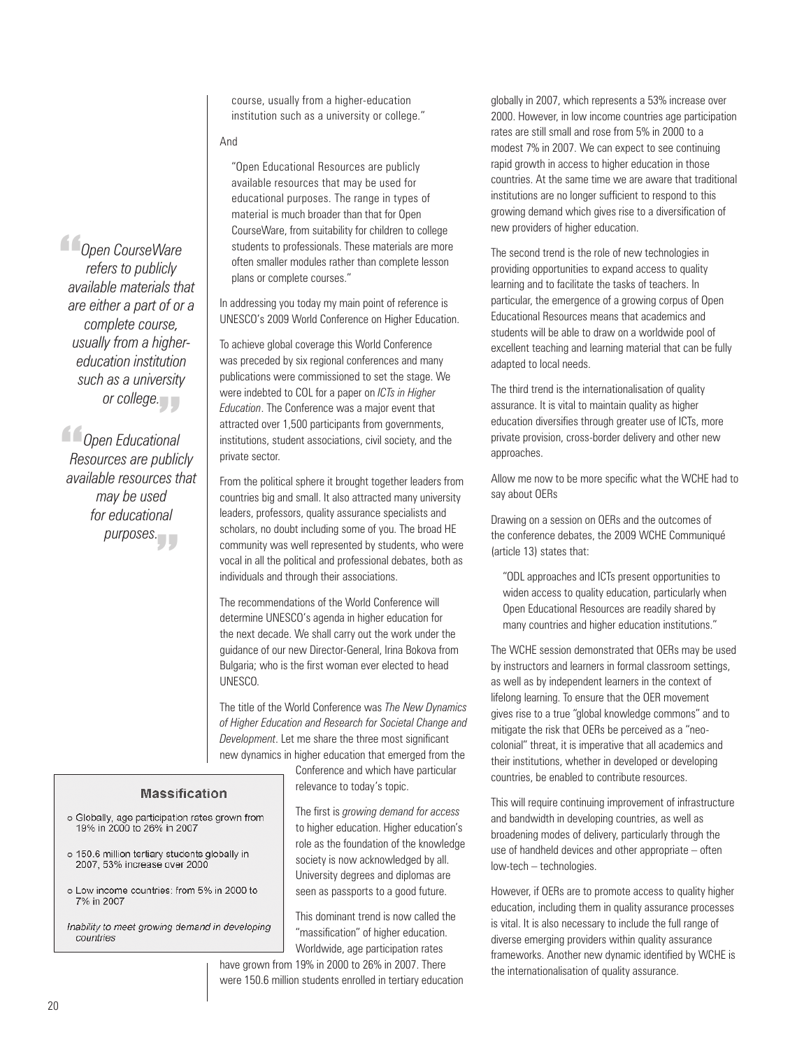course, usually from a higher-education institution such as a university or college."

And

> "Open Educational Resources are publicly available resources that may be used for educational purposes. The range in types of material is much broader than that for Open CourseWare, from suitability for children to college students to professionals. These materials are more often smaller modules rather than complete lesson plans or complete courses."

> *"Open CourseWare refers to publicly available materials that are either a part of or a complete course, usually from a higher-education institution such as a university or college."*

> *"Open Educational Resources are publicly available resources that may be used for educational purposes."*

In addressing you today my main point of reference is UNESCO's 2009 World Conference on Higher Education.

To achieve global coverage this World Conference was preceded by six regional conferences and many publications were commissioned to set the stage. We were indebted to COL for a paper on *ICTs in Higher Education*. The Conference was a major event that attracted over 1,500 participants from governments, institutions, student associations, civil society, and the private sector.

From the political sphere it brought together leaders from countries big and small. It also attracted many university leaders, professors, quality assurance specialists and scholars, no doubt including some of you. The broad HE community was well represented by students, who were vocal in all the political and professional debates, both as individuals and through their associations.

The recommendations of the World Conference will determine UNESCO's agenda in higher education for the next decade. We shall carry out the work under the guidance of our new Director-General, Irina Bokova from Bulgaria; who is the first woman ever elected to head UNESCO.

The title of the World Conference was *The New Dynamics of Higher Education and Research for Societal Change and Development*. Let me share the three most significant new dynamics in higher education that emerged from the Conference and which have particular relevance to today's topic.

**Massification**

- Globally, age participation rates grown from 19% in 2000 to 26% in 2007
- 150.6 million tertiary students globally in 2007, 53% increase over 2000
- Low income countries: from 5% in 2000 to 7% in 2007

*Inability to meet growing demand in developing countries*

The first is *growing demand for access* to higher education. Higher education's role as the foundation of the knowledge society is now acknowledged by all. University degrees and diplomas are seen as passports to a good future.

This dominant trend is now called the "massification" of higher education. Worldwide, age participation rates have grown from 19% in 2000 to 26% in 2007. There were 150.6 million students enrolled in tertiary education globally in 2007, which represents a 53% increase over 2000. However, in low income countries age participation rates are still small and rose from 5% in 2000 to a modest 7% in 2007. We can expect to see continuing rapid growth in access to higher education in those countries. At the same time we are aware that traditional institutions are no longer sufficient to respond to this growing demand which gives rise to a diversification of new providers of higher education.

The second trend is the role of new technologies in providing opportunities to expand access to quality learning and to facilitate the tasks of teachers. In particular, the emergence of a growing corpus of Open Educational Resources means that academics and students will be able to draw on a worldwide pool of excellent teaching and learning material that can be fully adapted to local needs.

The third trend is the internationalisation of quality assurance. It is vital to maintain quality as higher education diversifies through greater use of ICTs, more private provision, cross-border delivery and other new approaches.

Allow me now to be more specific what the WCHE had to say about OERs

Drawing on a session on OERs and the outcomes of the conference debates, the 2009 WCHE Communiqué (article 13) states that:

> "ODL approaches and ICTs present opportunities to widen access to quality education, particularly when Open Educational Resources are readily shared by many countries and higher education institutions."

The WCHE session demonstrated that OERs may be used by instructors and learners in formal classroom settings, as well as by independent learners in the context of lifelong learning. To ensure that the OER movement gives rise to a true "global knowledge commons" and to mitigate the risk that OERs be perceived as a "neo-colonial" threat, it is imperative that all academics and their institutions, whether in developed or developing countries, be enabled to contribute resources.

This will require continuing improvement of infrastructure and bandwidth in developing countries, as well as broadening modes of delivery, particularly through the use of handheld devices and other appropriate – often low-tech – technologies.

However, if OERs are to promote access to quality higher education, including them in quality assurance processes is vital. It is also necessary to include the full range of diverse emerging providers within quality assurance frameworks. Another new dynamic identified by WCHE is the internationalisation of quality assurance.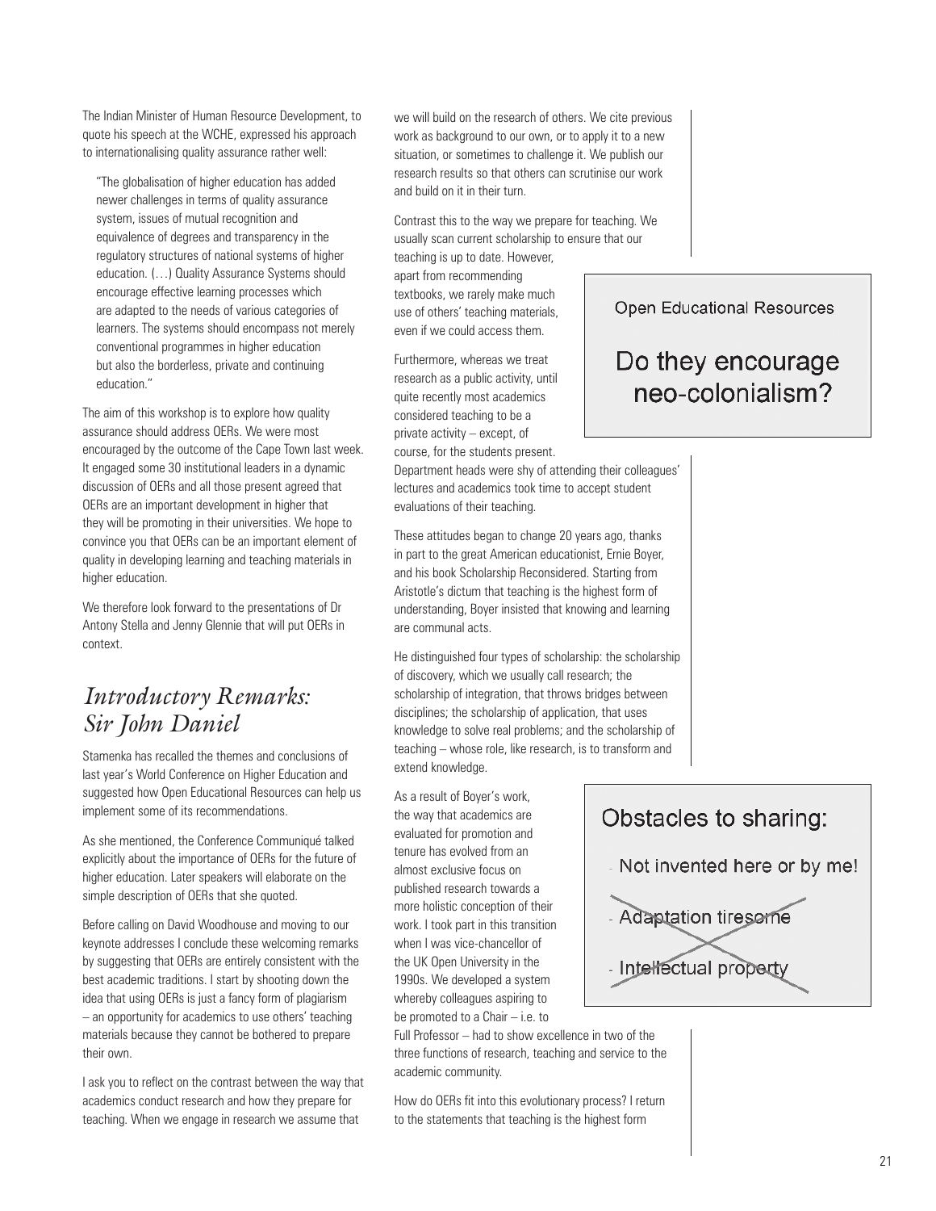The Indian Minister of Human Resource Development, to quote his speech at the WCHE, expressed his approach to internationalising quality assurance rather well:

> "The globalisation of higher education has added newer challenges in terms of quality assurance system, issues of mutual recognition and equivalence of degrees and transparency in the regulatory structures of national systems of higher education. (…) Quality Assurance Systems should encourage effective learning processes which are adapted to the needs of various categories of learners. The systems should encompass not merely conventional programmes in higher education but also the borderless, private and continuing education."

The aim of this workshop is to explore how quality assurance should address OERs. We were most encouraged by the outcome of the Cape Town last week. It engaged some 30 institutional leaders in a dynamic discussion of OERs and all those present agreed that OERs are an important development in higher that they will be promoting in their universities. We hope to convince you that OERs can be an important element of quality in developing learning and teaching materials in higher education.

We therefore look forward to the presentations of Dr Antony Stella and Jenny Glennie that will put OERs in context.

## *Introductory Remarks: Sir John Daniel*

Stamenka has recalled the themes and conclusions of last year's World Conference on Higher Education and suggested how Open Educational Resources can help us implement some of its recommendations.

As she mentioned, the Conference Communiqué talked explicitly about the importance of OERs for the future of higher education. Later speakers will elaborate on the simple description of OERs that she quoted.

Before calling on David Woodhouse and moving to our keynote addresses I conclude these welcoming remarks by suggesting that OERs are entirely consistent with the best academic traditions. I start by shooting down the idea that using OERs is just a fancy form of plagiarism – an opportunity for academics to use others' teaching materials because they cannot be bothered to prepare their own.

I ask you to reflect on the contrast between the way that academics conduct research and how they prepare for teaching. When we engage in research we assume that we will build on the research of others. We cite previous work as background to our own, or to apply it to a new situation, or sometimes to challenge it. We publish our research results so that others can scrutinise our work and build on it in their turn.

Contrast this to the way we prepare for teaching. We usually scan current scholarship to ensure that our teaching is up to date. However, apart from recommending textbooks, we rarely make much use of others' teaching materials, even if we could access them.

Open Educational Resources

Do they encourage neo-colonialism?

Furthermore, whereas we treat research as a public activity, until quite recently most academics considered teaching to be a private activity – except, of course, for the students present. Department heads were shy of attending their colleagues' lectures and academics took time to accept student evaluations of their teaching.

These attitudes began to change 20 years ago, thanks in part to the great American educationist, Ernie Boyer, and his book Scholarship Reconsidered. Starting from Aristotle's dictum that teaching is the highest form of understanding, Boyer insisted that knowing and learning are communal acts.

He distinguished four types of scholarship: the scholarship of discovery, which we usually call research; the scholarship of integration, that throws bridges between disciplines; the scholarship of application, that uses knowledge to solve real problems; and the scholarship of teaching – whose role, like research, is to transform and extend knowledge.

Obstacles to sharing:

- Not invented here or by me!
- ~~Adaptation tiresome~~
- ~~Intellectual property~~

As a result of Boyer's work, the way that academics are evaluated for promotion and tenure has evolved from an almost exclusive focus on published research towards a more holistic conception of their work. I took part in this transition when I was vice-chancellor of the UK Open University in the 1990s. We developed a system whereby colleagues aspiring to be promoted to a Chair – i.e. to Full Professor – had to show excellence in two of the three functions of research, teaching and service to the academic community.

How do OERs fit into this evolutionary process? I return to the statements that teaching is the highest form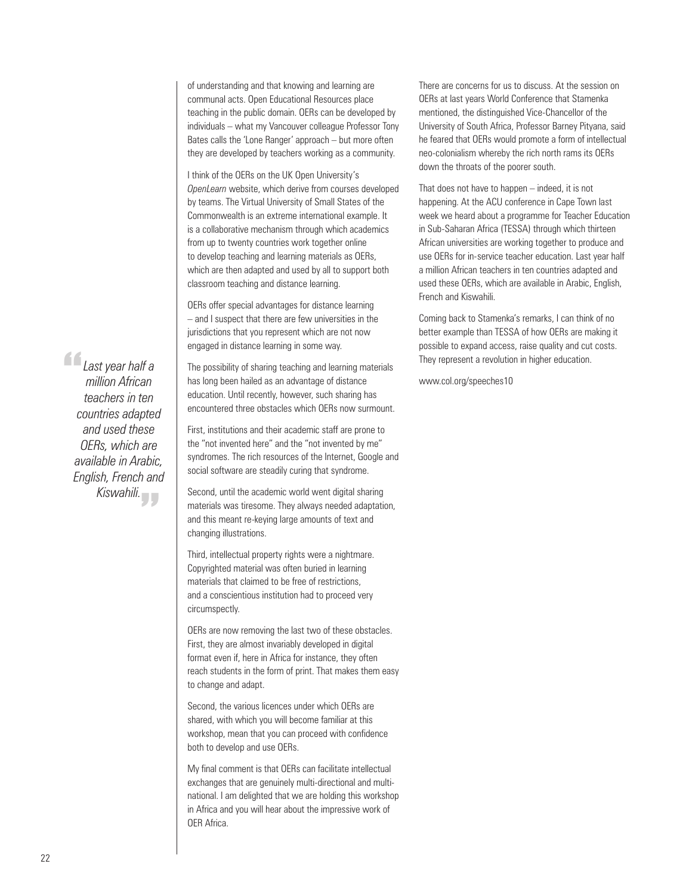of understanding and that knowing and learning are communal acts. Open Educational Resources place teaching in the public domain. OERs can be developed by individuals – what my Vancouver colleague Professor Tony Bates calls the 'Lone Ranger' approach – but more often they are developed by teachers working as a community.

I think of the OERs on the UK Open University's *OpenLearn* website, which derive from courses developed by teams. The Virtual University of Small States of the Commonwealth is an extreme international example. It is a collaborative mechanism through which academics from up to twenty countries work together online to develop teaching and learning materials as OERs, which are then adapted and used by all to support both classroom teaching and distance learning.

OERs offer special advantages for distance learning – and I suspect that there are few universities in the jurisdictions that you represent which are not now engaged in distance learning in some way.

> *Last year half a million African teachers in ten countries adapted and used these OERs, which are available in Arabic, English, French and Kiswahili.*

The possibility of sharing teaching and learning materials has long been hailed as an advantage of distance education. Until recently, however, such sharing has encountered three obstacles which OERs now surmount.

First, institutions and their academic staff are prone to the "not invented here" and the "not invented by me" syndromes. The rich resources of the Internet, Google and social software are steadily curing that syndrome.

Second, until the academic world went digital sharing materials was tiresome. They always needed adaptation, and this meant re-keying large amounts of text and changing illustrations.

Third, intellectual property rights were a nightmare. Copyrighted material was often buried in learning materials that claimed to be free of restrictions, and a conscientious institution had to proceed very circumspectly.

OERs are now removing the last two of these obstacles. First, they are almost invariably developed in digital format even if, here in Africa for instance, they often reach students in the form of print. That makes them easy to change and adapt.

Second, the various licences under which OERs are shared, with which you will become familiar at this workshop, mean that you can proceed with confidence both to develop and use OERs.

My final comment is that OERs can facilitate intellectual exchanges that are genuinely multi-directional and multi-national. I am delighted that we are holding this workshop in Africa and you will hear about the impressive work of OER Africa.

There are concerns for us to discuss. At the session on OERs at last years World Conference that Stamenka mentioned, the distinguished Vice-Chancellor of the University of South Africa, Professor Barney Pityana, said he feared that OERs would promote a form of intellectual neo-colonialism whereby the rich north rams its OERs down the throats of the poorer south.

That does not have to happen – indeed, it is not happening. At the ACU conference in Cape Town last week we heard about a programme for Teacher Education in Sub-Saharan Africa (TESSA) through which thirteen African universities are working together to produce and use OERs for in-service teacher education. Last year half a million African teachers in ten countries adapted and used these OERs, which are available in Arabic, English, French and Kiswahili.

Coming back to Stamenka's remarks, I can think of no better example than TESSA of how OERs are making it possible to expand access, raise quality and cut costs. They represent a revolution in higher education.

www.col.org/speeches10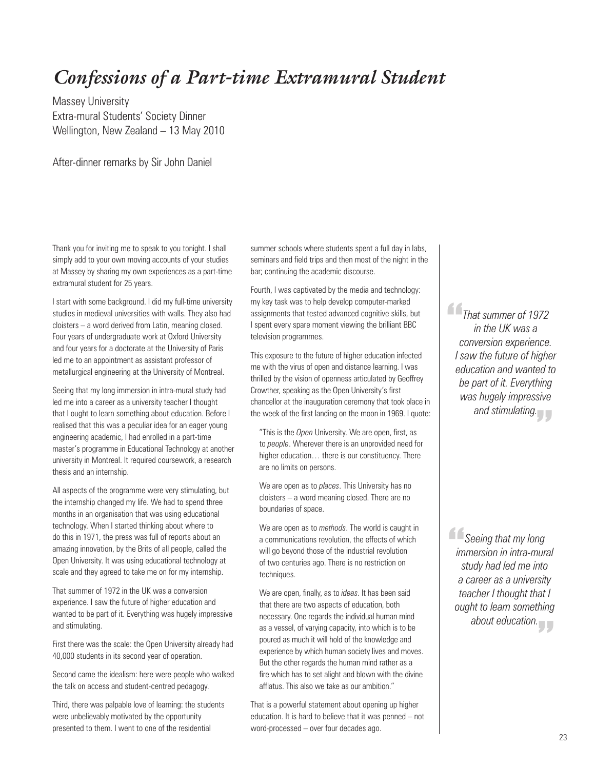# *Confessions of a Part-time Extramural Student*

Massey University
Extra-mural Students' Society Dinner
Wellington, New Zealand – 13 May 2010

After-dinner remarks by Sir John Daniel

Thank you for inviting me to speak to you tonight. I shall simply add to your own moving accounts of your studies at Massey by sharing my own experiences as a part-time extramural student for 25 years.

I start with some background. I did my full-time university studies in medieval universities with walls. They also had cloisters – a word derived from Latin, meaning closed. Four years of undergraduate work at Oxford University and four years for a doctorate at the University of Paris led me to an appointment as assistant professor of metallurgical engineering at the University of Montreal.

Seeing that my long immersion in intra-mural study had led me into a career as a university teacher I thought that I ought to learn something about education. Before I realised that this was a peculiar idea for an eager young engineering academic, I had enrolled in a part-time master's programme in Educational Technology at another university in Montreal. It required coursework, a research thesis and an internship.

All aspects of the programme were very stimulating, but the internship changed my life. We had to spend three months in an organisation that was using educational technology. When I started thinking about where to do this in 1971, the press was full of reports about an amazing innovation, by the Brits of all people, called the Open University. It was using educational technology at scale and they agreed to take me on for my internship.

That summer of 1972 in the UK was a conversion experience. I saw the future of higher education and wanted to be part of it. Everything was hugely impressive and stimulating.

First there was the scale: the Open University already had 40,000 students in its second year of operation.

Second came the idealism: here were people who walked the talk on access and student-centred pedagogy.

Third, there was palpable love of learning: the students were unbelievably motivated by the opportunity presented to them. I went to one of the residential summer schools where students spent a full day in labs, seminars and field trips and then most of the night in the bar; continuing the academic discourse.

Fourth, I was captivated by the media and technology: my key task was to help develop computer-marked assignments that tested advanced cognitive skills, but I spent every spare moment viewing the brilliant BBC television programmes.

This exposure to the future of higher education infected me with the virus of open and distance learning. I was thrilled by the vision of openness articulated by Geoffrey Crowther, speaking as the Open University's first chancellor at the inauguration ceremony that took place in the week of the first landing on the moon in 1969. I quote:

> "This is the *Open* University. We are open, first, as to *people*. Wherever there is an unprovided need for higher education… there is our constituency. There are no limits on persons.
>
> We are open as to *places*. This University has no cloisters – a word meaning closed. There are no boundaries of space.
>
> We are open as to *methods*. The world is caught in a communications revolution, the effects of which will go beyond those of the industrial revolution of two centuries ago. There is no restriction on techniques.
>
> We are open, finally, as to *ideas*. It has been said that there are two aspects of education, both necessary. One regards the individual human mind as a vessel, of varying capacity, into which is to be poured as much it will hold of the knowledge and experience by which human society lives and moves. But the other regards the human mind rather as a fire which has to set alight and blown with the divine afflatus. This also we take as our ambition."

That is a powerful statement about opening up higher education. It is hard to believe that it was penned – not word-processed – over four decades ago.

> *"That summer of 1972 in the UK was a conversion experience. I saw the future of higher education and wanted to be part of it. Everything was hugely impressive and stimulating."*

> *"Seeing that my long immersion in intra-mural study had led me into a career as a university teacher I thought that I ought to learn something about education."*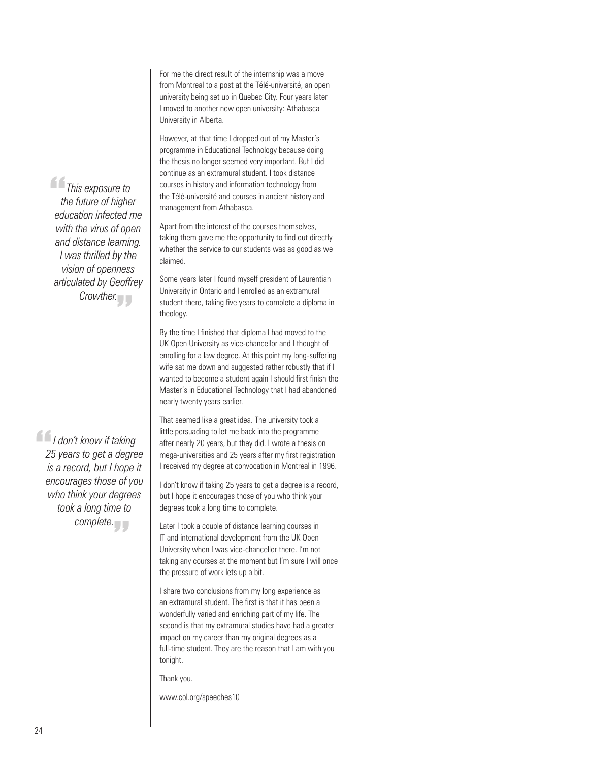For me the direct result of the internship was a move from Montreal to a post at the Télé-université, an open university being set up in Quebec City. Four years later I moved to another new open university: Athabasca University in Alberta.

> *This exposure to the future of higher education infected me with the virus of open and distance learning. I was thrilled by the vision of openness articulated by Geoffrey Crowther.*

However, at that time I dropped out of my Master's programme in Educational Technology because doing the thesis no longer seemed very important. But I did continue as an extramural student. I took distance courses in history and information technology from the Télé-université and courses in ancient history and management from Athabasca.

Apart from the interest of the courses themselves, taking them gave me the opportunity to find out directly whether the service to our students was as good as we claimed.

Some years later I found myself president of Laurentian University in Ontario and I enrolled as an extramural student there, taking five years to complete a diploma in theology.

By the time I finished that diploma I had moved to the UK Open University as vice-chancellor and I thought of enrolling for a law degree. At this point my long-suffering wife sat me down and suggested rather robustly that if I wanted to become a student again I should first finish the Master's in Educational Technology that I had abandoned nearly twenty years earlier.

That seemed like a great idea. The university took a little persuading to let me back into the programme after nearly 20 years, but they did. I wrote a thesis on mega-universities and 25 years after my first registration I received my degree at convocation in Montreal in 1996.

> *I don't know if taking 25 years to get a degree is a record, but I hope it encourages those of you who think your degrees took a long time to complete.*

I don't know if taking 25 years to get a degree is a record, but I hope it encourages those of you who think your degrees took a long time to complete.

Later I took a couple of distance learning courses in IT and international development from the UK Open University when I was vice-chancellor there. I'm not taking any courses at the moment but I'm sure I will once the pressure of work lets up a bit.

I share two conclusions from my long experience as an extramural student. The first is that it has been a wonderfully varied and enriching part of my life. The second is that my extramural studies have had a greater impact on my career than my original degrees as a full-time student. They are the reason that I am with you tonight.

Thank you.

www.col.org/speeches10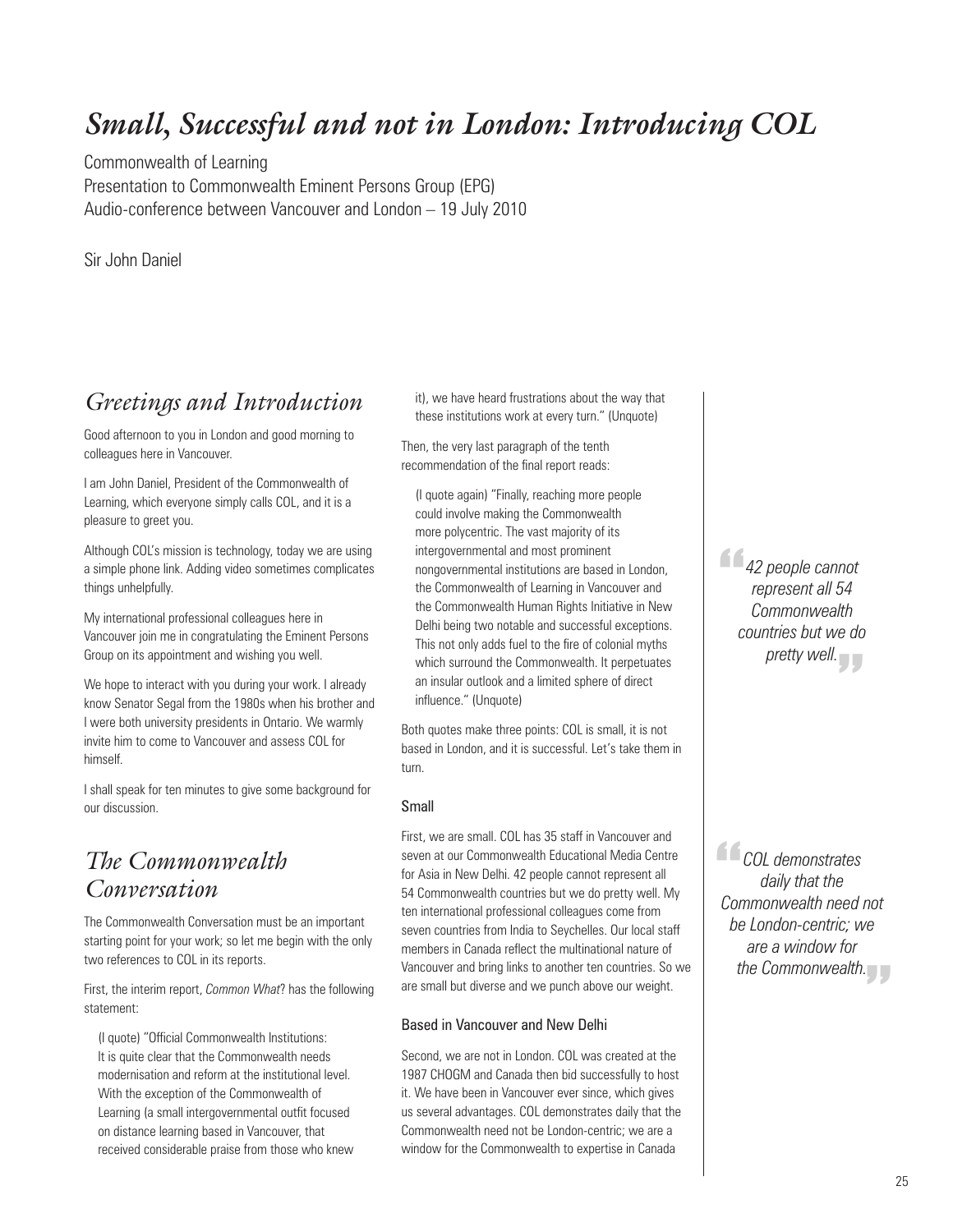# *Small, Successful and not in London: Introducing COL*

Commonwealth of Learning
Presentation to Commonwealth Eminent Persons Group (EPG)
Audio-conference between Vancouver and London – 19 July 2010

Sir John Daniel

## *Greetings and Introduction*

Good afternoon to you in London and good morning to colleagues here in Vancouver.

I am John Daniel, President of the Commonwealth of Learning, which everyone simply calls COL, and it is a pleasure to greet you.

Although COL's mission is technology, today we are using a simple phone link. Adding video sometimes complicates things unhelpfully.

My international professional colleagues here in Vancouver join me in congratulating the Eminent Persons Group on its appointment and wishing you well.

We hope to interact with you during your work. I already know Senator Segal from the 1980s when his brother and I were both university presidents in Ontario. We warmly invite him to come to Vancouver and assess COL for himself.

I shall speak for ten minutes to give some background for our discussion.

## *The Commonwealth Conversation*

The Commonwealth Conversation must be an important starting point for your work; so let me begin with the only two references to COL in its reports.

First, the interim report, *Common What*? has the following statement:

> (I quote) "Official Commonwealth Institutions: It is quite clear that the Commonwealth needs modernisation and reform at the institutional level. With the exception of the Commonwealth of Learning (a small intergovernmental outfit focused on distance learning based in Vancouver, that received considerable praise from those who knew it), we have heard frustrations about the way that these institutions work at every turn." (Unquote)

Then, the very last paragraph of the tenth recommendation of the final report reads:

> (I quote again) "Finally, reaching more people could involve making the Commonwealth more polycentric. The vast majority of its intergovernmental and most prominent nongovernmental institutions are based in London, the Commonwealth of Learning in Vancouver and the Commonwealth Human Rights Initiative in New Delhi being two notable and successful exceptions. This not only adds fuel to the fire of colonial myths which surround the Commonwealth. It perpetuates an insular outlook and a limited sphere of direct influence." (Unquote)

Both quotes make three points: COL is small, it is not based in London, and it is successful. Let's take them in turn.

### Small

First, we are small. COL has 35 staff in Vancouver and seven at our Commonwealth Educational Media Centre for Asia in New Delhi. 42 people cannot represent all 54 Commonwealth countries but we do pretty well. My ten international professional colleagues come from seven countries from India to Seychelles. Our local staff members in Canada reflect the multinational nature of Vancouver and bring links to another ten countries. So we are small but diverse and we punch above our weight.

> *"42 people cannot represent all 54 Commonwealth countries but we do pretty well."*

### Based in Vancouver and New Delhi

Second, we are not in London. COL was created at the 1987 CHOGM and Canada then bid successfully to host it. We have been in Vancouver ever since, which gives us several advantages. COL demonstrates daily that the Commonwealth need not be London-centric; we are a window for the Commonwealth to expertise in Canada

> *"COL demonstrates daily that the Commonwealth need not be London-centric; we are a window for the Commonwealth."*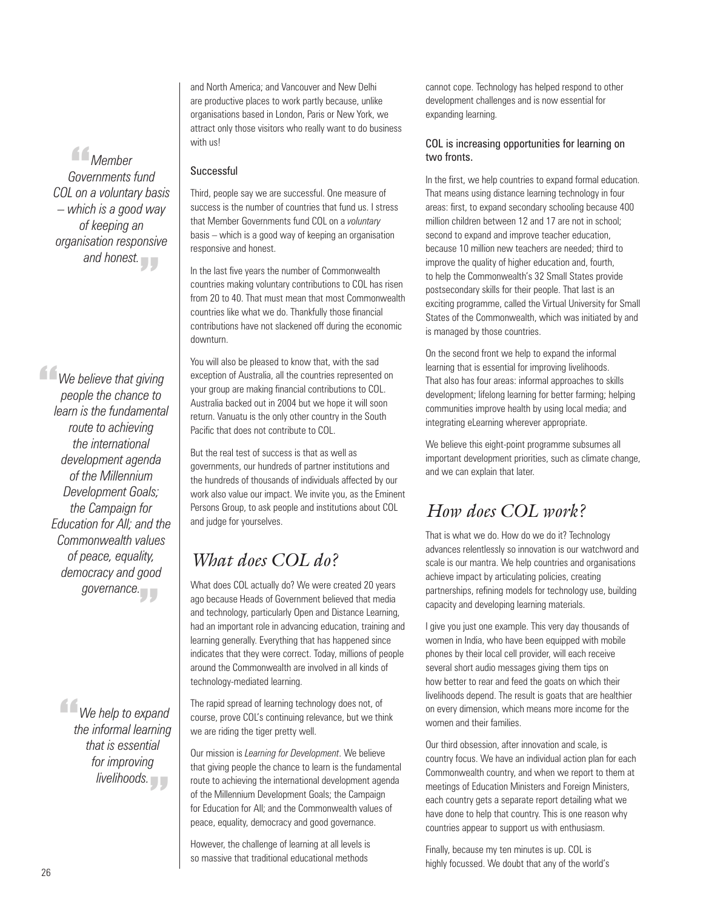> *Member Governments fund COL on a voluntary basis – which is a good way of keeping an organisation responsive and honest.*

> *We believe that giving people the chance to learn is the fundamental route to achieving the international development agenda of the Millennium Development Goals; the Campaign for Education for All; and the Commonwealth values of peace, equality, democracy and good governance.*

> *We help to expand the informal learning that is essential for improving livelihoods.*

and North America; and Vancouver and New Delhi are productive places to work partly because, unlike organisations based in London, Paris or New York, we attract only those visitors who really want to do business with us!

### Successful

Third, people say we are successful. One measure of success is the number of countries that fund us. I stress that Member Governments fund COL on a *voluntary* basis – which is a good way of keeping an organisation responsive and honest.

In the last five years the number of Commonwealth countries making voluntary contributions to COL has risen from 20 to 40. That must mean that most Commonwealth countries like what we do. Thankfully those financial contributions have not slackened off during the economic downturn.

You will also be pleased to know that, with the sad exception of Australia, all the countries represented on your group are making financial contributions to COL. Australia backed out in 2004 but we hope it will soon return. Vanuatu is the only other country in the South Pacific that does not contribute to COL.

But the real test of success is that as well as governments, our hundreds of partner institutions and the hundreds of thousands of individuals affected by our work also value our impact. We invite you, as the Eminent Persons Group, to ask people and institutions about COL and judge for yourselves.

## *What does COL do?*

What does COL actually do? We were created 20 years ago because Heads of Government believed that media and technology, particularly Open and Distance Learning, had an important role in advancing education, training and learning generally. Everything that has happened since indicates that they were correct. Today, millions of people around the Commonwealth are involved in all kinds of technology-mediated learning.

The rapid spread of learning technology does not, of course, prove COL's continuing relevance, but we think we are riding the tiger pretty well.

Our mission is *Learning for Development*. We believe that giving people the chance to learn is the fundamental route to achieving the international development agenda of the Millennium Development Goals; the Campaign for Education for All; and the Commonwealth values of peace, equality, democracy and good governance.

However, the challenge of learning at all levels is so massive that traditional educational methods cannot cope. Technology has helped respond to other development challenges and is now essential for expanding learning.

### COL is increasing opportunities for learning on two fronts.

In the first, we help countries to expand formal education. That means using distance learning technology in four areas: first, to expand secondary schooling because 400 million children between 12 and 17 are not in school; second to expand and improve teacher education, because 10 million new teachers are needed; third to improve the quality of higher education and, fourth, to help the Commonwealth's 32 Small States provide postsecondary skills for their people. That last is an exciting programme, called the Virtual University for Small States of the Commonwealth, which was initiated by and is managed by those countries.

On the second front we help to expand the informal learning that is essential for improving livelihoods. That also has four areas: informal approaches to skills development; lifelong learning for better farming; helping communities improve health by using local media; and integrating eLearning wherever appropriate.

We believe this eight-point programme subsumes all important development priorities, such as climate change, and we can explain that later.

## *How does COL work?*

That is what we do. How do we do it? Technology advances relentlessly so innovation is our watchword and scale is our mantra. We help countries and organisations achieve impact by articulating policies, creating partnerships, refining models for technology use, building capacity and developing learning materials.

I give you just one example. This very day thousands of women in India, who have been equipped with mobile phones by their local cell provider, will each receive several short audio messages giving them tips on how better to rear and feed the goats on which their livelihoods depend. The result is goats that are healthier on every dimension, which means more income for the women and their families.

Our third obsession, after innovation and scale, is country focus. We have an individual action plan for each Commonwealth country, and when we report to them at meetings of Education Ministers and Foreign Ministers, each country gets a separate report detailing what we have done to help that country. This is one reason why countries appear to support us with enthusiasm.

Finally, because my ten minutes is up. COL is highly focussed. We doubt that any of the world's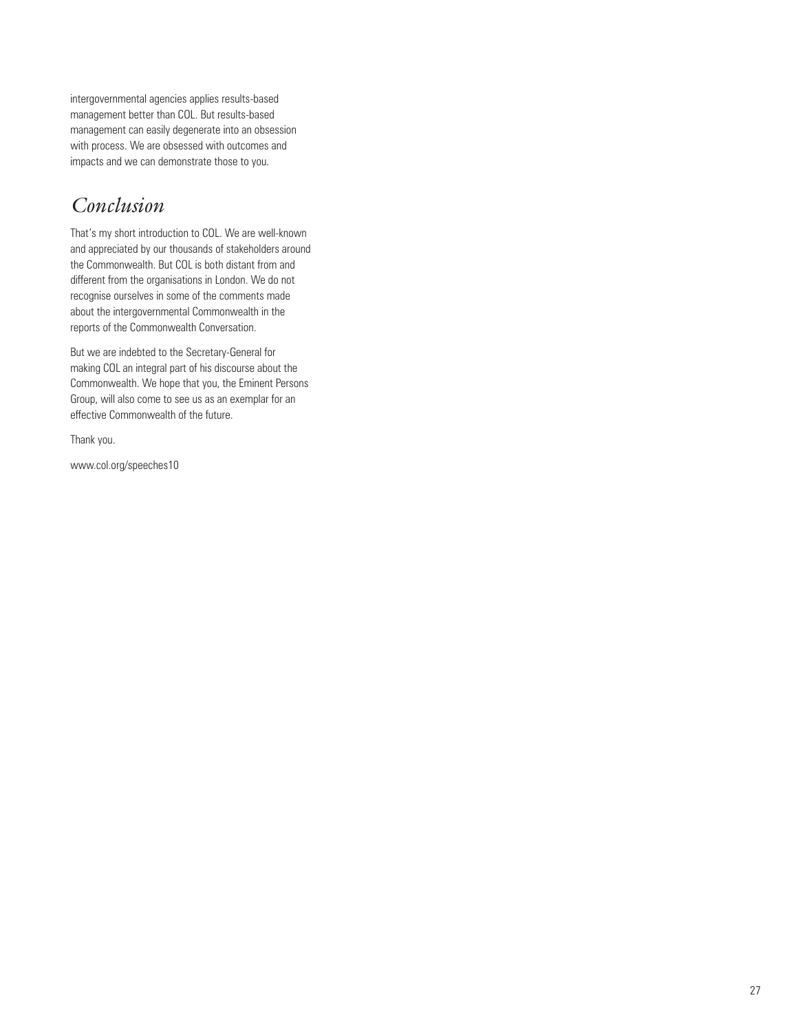intergovernmental agencies applies results-based management better than COL. But results-based management can easily degenerate into an obsession with process. We are obsessed with outcomes and impacts and we can demonstrate those to you.

## *Conclusion*

That's my short introduction to COL. We are well-known and appreciated by our thousands of stakeholders around the Commonwealth. But COL is both distant from and different from the organisations in London. We do not recognise ourselves in some of the comments made about the intergovernmental Commonwealth in the reports of the Commonwealth Conversation.

But we are indebted to the Secretary-General for making COL an integral part of his discourse about the Commonwealth. We hope that you, the Eminent Persons Group, will also come to see us as an exemplar for an effective Commonwealth of the future.

Thank you.

www.col.org/speeches10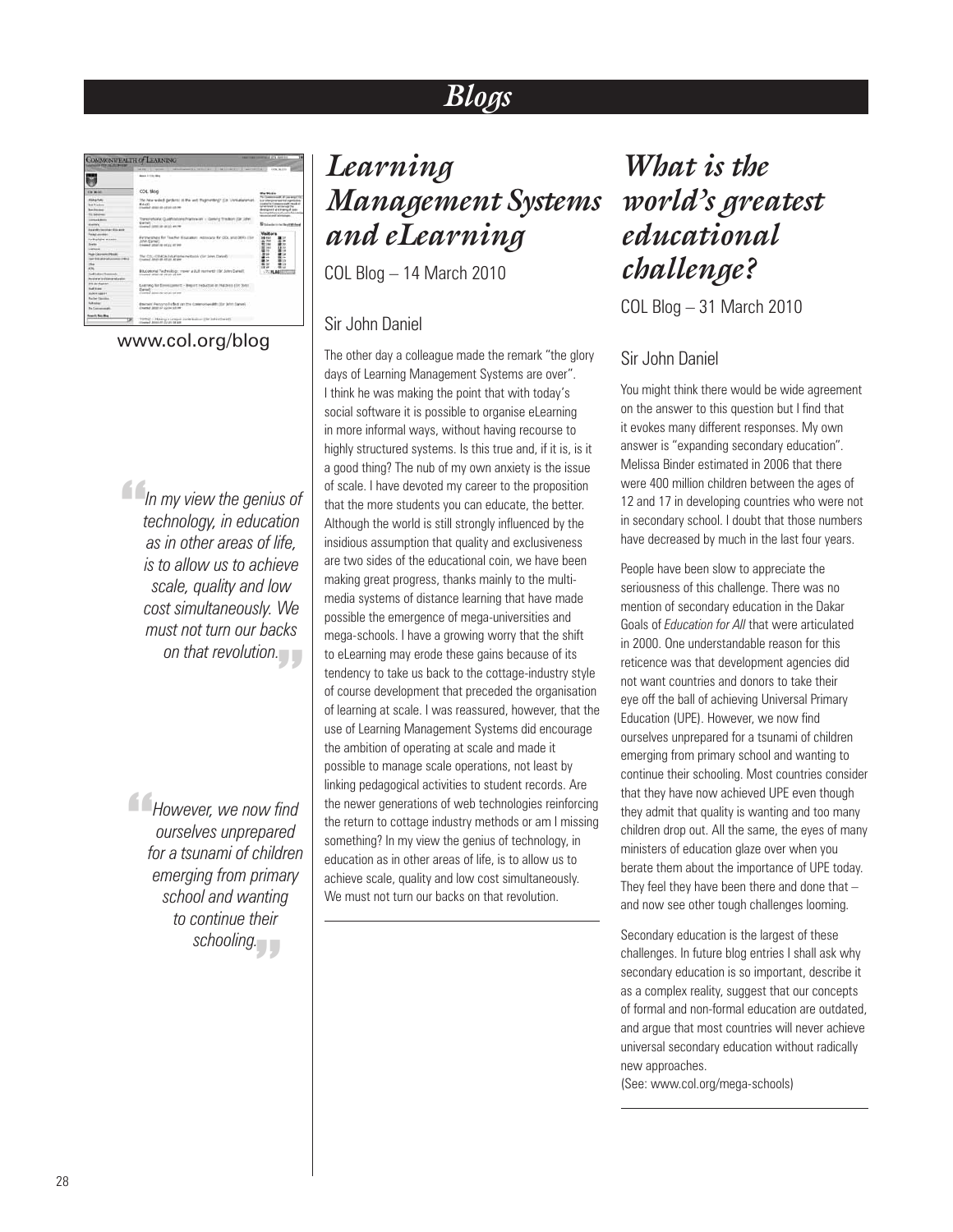# Blogs

www.col.org/blog

> *In my view the genius of technology, in education as in other areas of life, is to allow us to achieve scale, quality and low cost simultaneously. We must not turn our backs on that revolution.*

> *However, we now find ourselves unprepared for a tsunami of children emerging from primary school and wanting to continue their schooling.*

## *Learning Management Systems and eLearning*

COL Blog – 14 March 2010

### Sir John Daniel

The other day a colleague made the remark "the glory days of Learning Management Systems are over". I think he was making the point that with today's social software it is possible to organise eLearning in more informal ways, without having recourse to highly structured systems. Is this true and, if it is, is it a good thing? The nub of my own anxiety is the issue of scale. I have devoted my career to the proposition that the more students you can educate, the better. Although the world is still strongly influenced by the insidious assumption that quality and exclusiveness are two sides of the educational coin, we have been making great progress, thanks mainly to the multi-media systems of distance learning that have made possible the emergence of mega-universities and mega-schools. I have a growing worry that the shift to eLearning may erode these gains because of its tendency to take us back to the cottage-industry style of course development that preceded the organisation of learning at scale. I was reassured, however, that the use of Learning Management Systems did encourage the ambition of operating at scale and made it possible to manage scale operations, not least by linking pedagogical activities to student records. Are the newer generations of web technologies reinforcing the return to cottage industry methods or am I missing something? In my view the genius of technology, in education as in other areas of life, is to allow us to achieve scale, quality and low cost simultaneously. We must not turn our backs on that revolution.

## *What is the world's greatest educational challenge?*

COL Blog – 31 March 2010

### Sir John Daniel

You might think there would be wide agreement on the answer to this question but I find that it evokes many different responses. My own answer is "expanding secondary education". Melissa Binder estimated in 2006 that there were 400 million children between the ages of 12 and 17 in developing countries who were not in secondary school. I doubt that those numbers have decreased by much in the last four years.

People have been slow to appreciate the seriousness of this challenge. There was no mention of secondary education in the Dakar Goals of *Education for All* that were articulated in 2000. One understandable reason for this reticence was that development agencies did not want countries and donors to take their eye off the ball of achieving Universal Primary Education (UPE). However, we now find ourselves unprepared for a tsunami of children emerging from primary school and wanting to continue their schooling. Most countries consider that they have now achieved UPE even though they admit that quality is wanting and too many children drop out. All the same, the eyes of many ministers of education glaze over when you berate them about the importance of UPE today. They feel they have been there and done that – and now see other tough challenges looming.

Secondary education is the largest of these challenges. In future blog entries I shall ask why secondary education is so important, describe it as a complex reality, suggest that our concepts of formal and non-formal education are outdated, and argue that most countries will never achieve universal secondary education without radically new approaches.
(See: www.col.org/mega-schools)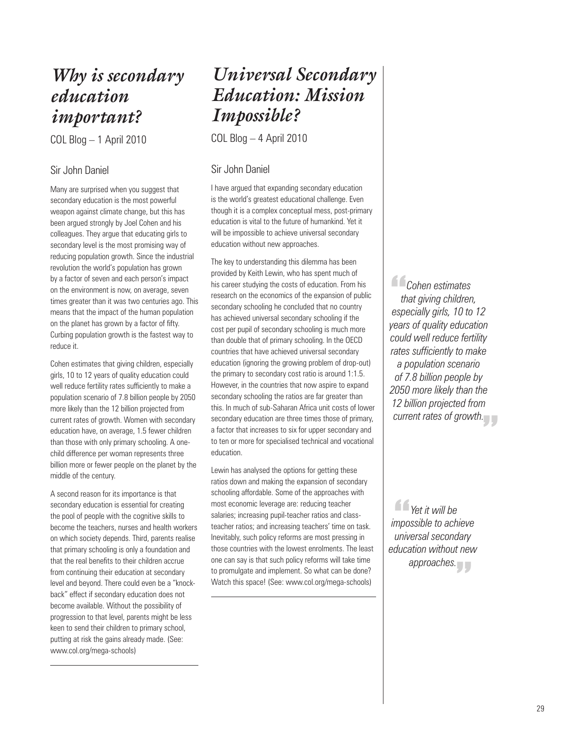# *Why is secondary education important?*

COL Blog – 1 April 2010

Sir John Daniel

Many are surprised when you suggest that secondary education is the most powerful weapon against climate change, but this has been argued strongly by Joel Cohen and his colleagues. They argue that educating girls to secondary level is the most promising way of reducing population growth. Since the industrial revolution the world's population has grown by a factor of seven and each person's impact on the environment is now, on average, seven times greater than it was two centuries ago. This means that the impact of the human population on the planet has grown by a factor of fifty. Curbing population growth is the fastest way to reduce it.

Cohen estimates that giving children, especially girls, 10 to 12 years of quality education could well reduce fertility rates sufficiently to make a population scenario of 7.8 billion people by 2050 more likely than the 12 billion projected from current rates of growth. Women with secondary education have, on average, 1.5 fewer children than those with only primary schooling. A one-child difference per woman represents three billion more or fewer people on the planet by the middle of the century.

A second reason for its importance is that secondary education is essential for creating the pool of people with the cognitive skills to become the teachers, nurses and health workers on which society depends. Third, parents realise that primary schooling is only a foundation and that the real benefits to their children accrue from continuing their education at secondary level and beyond. There could even be a "knock-back" effect if secondary education does not become available. Without the possibility of progression to that level, parents might be less keen to send their children to primary school, putting at risk the gains already made. (See: www.col.org/mega-schools)

# *Universal Secondary Education: Mission Impossible?*

COL Blog – 4 April 2010

Sir John Daniel

I have argued that expanding secondary education is the world's greatest educational challenge. Even though it is a complex conceptual mess, post-primary education is vital to the future of humankind. Yet it will be impossible to achieve universal secondary education without new approaches.

The key to understanding this dilemma has been provided by Keith Lewin, who has spent much of his career studying the costs of education. From his research on the economics of the expansion of public secondary schooling he concluded that no country has achieved universal secondary schooling if the cost per pupil of secondary schooling is much more than double that of primary schooling. In the OECD countries that have achieved universal secondary education (ignoring the growing problem of drop-out) the primary to secondary cost ratio is around 1:1.5. However, in the countries that now aspire to expand secondary schooling the ratios are far greater than this. In much of sub-Saharan Africa unit costs of lower secondary education are three times those of primary, a factor that increases to six for upper secondary and to ten or more for specialised technical and vocational education.

Lewin has analysed the options for getting these ratios down and making the expansion of secondary schooling affordable. Some of the approaches with most economic leverage are: reducing teacher salaries; increasing pupil-teacher ratios and class-teacher ratios; and increasing teachers' time on task. Inevitably, such policy reforms are most pressing in those countries with the lowest enrolments. The least one can say is that such policy reforms will take time to promulgate and implement. So what can be done? Watch this space! (See: www.col.org/mega-schools)

> *"Cohen estimates that giving children, especially girls, 10 to 12 years of quality education could well reduce fertility rates sufficiently to make a population scenario of 7.8 billion people by 2050 more likely than the 12 billion projected from current rates of growth."*

> *"Yet it will be impossible to achieve universal secondary education without new approaches."*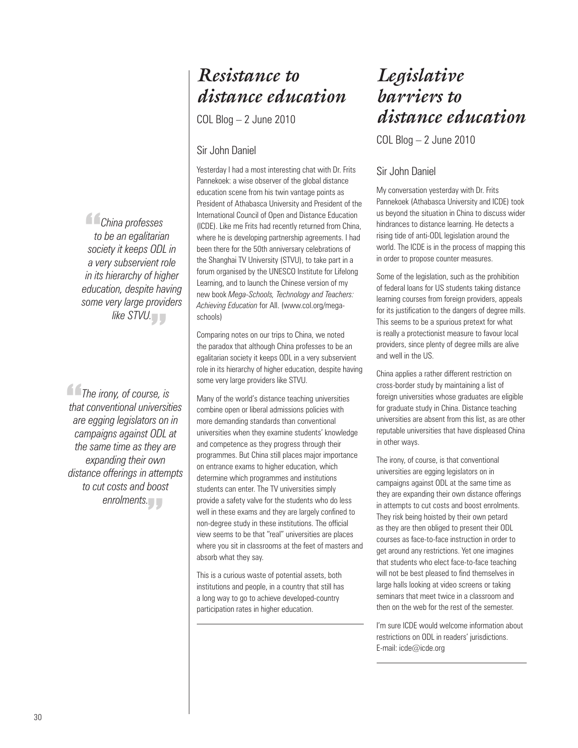# *Resistance to distance education*

COL Blog – 2 June 2010

## Sir John Daniel

Yesterday I had a most interesting chat with Dr. Frits Pannekoek: a wise observer of the global distance education scene from his twin vantage points as President of Athabasca University and President of the International Council of Open and Distance Education (ICDE). Like me Frits had recently returned from China, where he is developing partnership agreements. I had been there for the 50th anniversary celebrations of the Shanghai TV University (STVU), to take part in a forum organised by the UNESCO Institute for Lifelong Learning, and to launch the Chinese version of my new book *Mega-Schools, Technology and Teachers: Achieving Education* for All. (www.col.org/mega-schools)

Comparing notes on our trips to China, we noted the paradox that although China professes to be an egalitarian society it keeps ODL in a very subservient role in its hierarchy of higher education, despite having some very large providers like STVU.

> *"China professes to be an egalitarian society it keeps ODL in a very subservient role in its hierarchy of higher education, despite having some very large providers like STVU."*

Many of the world's distance teaching universities combine open or liberal admissions policies with more demanding standards than conventional universities when they examine students' knowledge and competence as they progress through their programmes. But China still places major importance on entrance exams to higher education, which determine which programmes and institutions students can enter. The TV universities simply provide a safety valve for the students who do less well in these exams and they are largely confined to non-degree study in these institutions. The official view seems to be that "real" universities are places where you sit in classrooms at the feet of masters and absorb what they say.

This is a curious waste of potential assets, both institutions and people, in a country that still has a long way to go to achieve developed-country participation rates in higher education.

# *Legislative barriers to distance education*

COL Blog – 2 June 2010

## Sir John Daniel

My conversation yesterday with Dr. Frits Pannekoek (Athabasca University and ICDE) took us beyond the situation in China to discuss wider hindrances to distance learning. He detects a rising tide of anti-ODL legislation around the world. The ICDE is in the process of mapping this in order to propose counter measures.

Some of the legislation, such as the prohibition of federal loans for US students taking distance learning courses from foreign providers, appeals for its justification to the dangers of degree mills. This seems to be a spurious pretext for what is really a protectionist measure to favour local providers, since plenty of degree mills are alive and well in the US.

China applies a rather different restriction on cross-border study by maintaining a list of foreign universities whose graduates are eligible for graduate study in China. Distance teaching universities are absent from this list, as are other reputable universities that have displeased China in other ways.

The irony, of course, is that conventional universities are egging legislators on in campaigns against ODL at the same time as they are expanding their own distance offerings in attempts to cut costs and boost enrolments. They risk being hoisted by their own petard as they are then obliged to present their ODL courses as face-to-face instruction in order to get around any restrictions. Yet one imagines that students who elect face-to-face teaching will not be best pleased to find themselves in large halls looking at video screens or taking seminars that meet twice in a classroom and then on the web for the rest of the semester.

> *"The irony, of course, is that conventional universities are egging legislators on in campaigns against ODL at the same time as they are expanding their own distance offerings in attempts to cut costs and boost enrolments."*

I'm sure ICDE would welcome information about restrictions on ODL in readers' jurisdictions. E-mail: icde@icde.org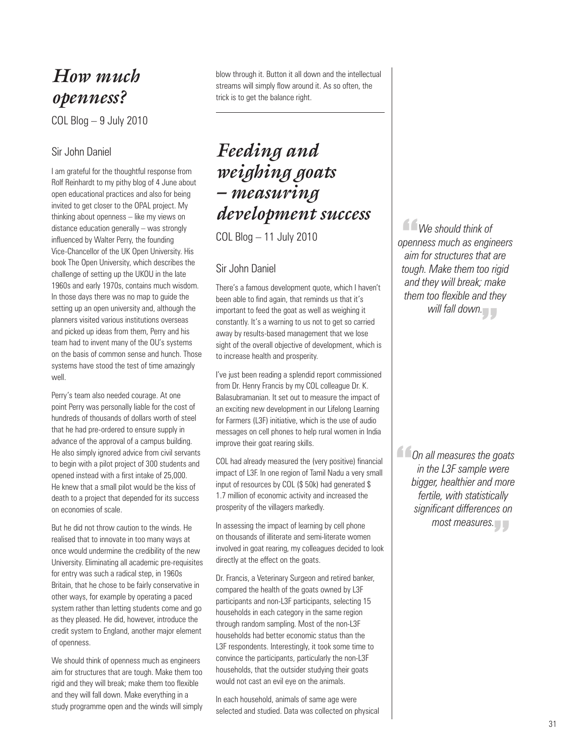## *How much openness?*

COL Blog – 9 July 2010

### Sir John Daniel

I am grateful for the thoughtful response from Rolf Reinhardt to my pithy blog of 4 June about open educational practices and also for being invited to get closer to the OPAL project. My thinking about openness – like my views on distance education generally – was strongly influenced by Walter Perry, the founding Vice-Chancellor of the UK Open University. His book The Open University, which describes the challenge of setting up the UKOU in the late 1960s and early 1970s, contains much wisdom. In those days there was no map to guide the setting up an open university and, although the planners visited various institutions overseas and picked up ideas from them, Perry and his team had to invent many of the OU's systems on the basis of common sense and hunch. Those systems have stood the test of time amazingly well.

Perry's team also needed courage. At one point Perry was personally liable for the cost of hundreds of thousands of dollars worth of steel that he had pre-ordered to ensure supply in advance of the approval of a campus building. He also simply ignored advice from civil servants to begin with a pilot project of 300 students and opened instead with a first intake of 25,000. He knew that a small pilot would be the kiss of death to a project that depended for its success on economies of scale.

But he did not throw caution to the winds. He realised that to innovate in too many ways at once would undermine the credibility of the new University. Eliminating all academic pre-requisites for entry was such a radical step, in 1960s Britain, that he chose to be fairly conservative in other ways, for example by operating a paced system rather than letting students come and go as they pleased. He did, however, introduce the credit system to England, another major element of openness.

We should think of openness much as engineers aim for structures that are tough. Make them too rigid and they will break; make them too flexible and they will fall down. Make everything in a study programme open and the winds will simply blow through it. Button it all down and the intellectual streams will simply flow around it. As so often, the trick is to get the balance right.

> *We should think of openness much as engineers aim for structures that are tough. Make them too rigid and they will break; make them too flexible and they will fall down.*

---

## *Feeding and weighing goats – measuring development success*

COL Blog – 11 July 2010

### Sir John Daniel

There's a famous development quote, which I haven't been able to find again, that reminds us that it's important to feed the goat as well as weighing it constantly. It's a warning to us not to get so carried away by results-based management that we lose sight of the overall objective of development, which is to increase health and prosperity.

I've just been reading a splendid report commissioned from Dr. Henry Francis by my COL colleague Dr. K. Balasubramanian. It set out to measure the impact of an exciting new development in our Lifelong Learning for Farmers (L3F) initiative, which is the use of audio messages on cell phones to help rural women in India improve their goat rearing skills.

COL had already measured the (very positive) financial impact of L3F. In one region of Tamil Nadu a very small input of resources by COL ($ 50k) had generated $ 1.7 million of economic activity and increased the prosperity of the villagers markedly.

In assessing the impact of learning by cell phone on thousands of illiterate and semi-literate women involved in goat rearing, my colleagues decided to look directly at the effect on the goats.

Dr. Francis, a Veterinary Surgeon and retired banker, compared the health of the goats owned by L3F participants and non-L3F participants, selecting 15 households in each category in the same region through random sampling. Most of the non-L3F households had better economic status than the L3F respondents. Interestingly, it took some time to convince the participants, particularly the non-L3F households, that the outsider studying their goats would not cast an evil eye on the animals.

In each household, animals of same age were selected and studied. Data was collected on physical

> *On all measures the goats in the L3F sample were bigger, healthier and more fertile, with statistically significant differences on most measures.*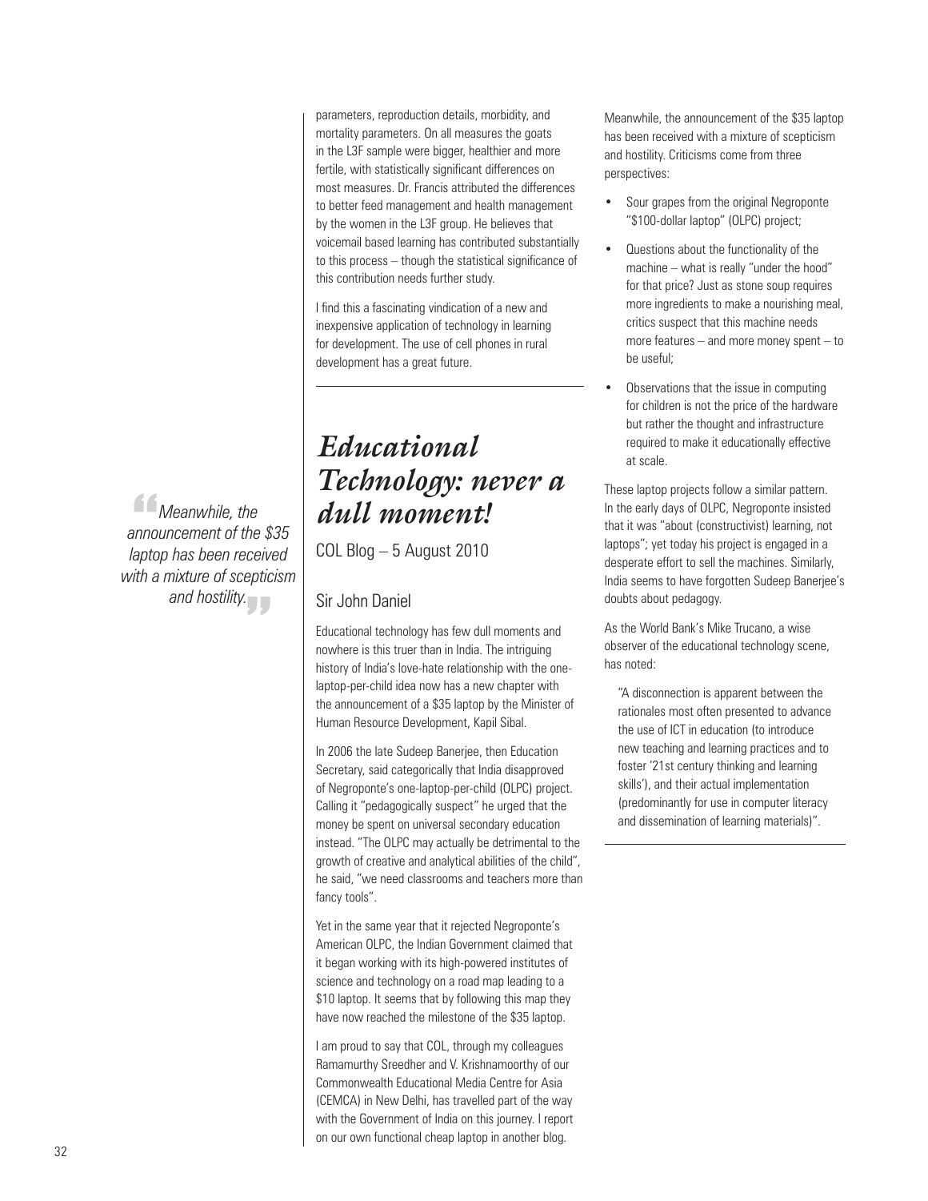parameters, reproduction details, morbidity, and mortality parameters. On all measures the goats in the L3F sample were bigger, healthier and more fertile, with statistically significant differences on most measures. Dr. Francis attributed the differences to better feed management and health management by the women in the L3F group. He believes that voicemail based learning has contributed substantially to this process – though the statistical significance of this contribution needs further study.

I find this a fascinating vindication of a new and inexpensive application of technology in learning for development. The use of cell phones in rural development has a great future.

---

# *Educational Technology: never a dull moment!*

COL Blog – 5 August 2010

## Sir John Daniel

Educational technology has few dull moments and nowhere is this truer than in India. The intriguing history of India's love-hate relationship with the one-laptop-per-child idea now has a new chapter with the announcement of a $35 laptop by the Minister of Human Resource Development, Kapil Sibal.

In 2006 the late Sudeep Banerjee, then Education Secretary, said categorically that India disapproved of Negroponte's one-laptop-per-child (OLPC) project. Calling it "pedagogically suspect" he urged that the money be spent on universal secondary education instead. "The OLPC may actually be detrimental to the growth of creative and analytical abilities of the child", he said, "we need classrooms and teachers more than fancy tools".

Yet in the same year that it rejected Negroponte's American OLPC, the Indian Government claimed that it began working with its high-powered institutes of science and technology on a road map leading to a $10 laptop. It seems that by following this map they have now reached the milestone of the $35 laptop.

I am proud to say that COL, through my colleagues Ramamurthy Sreedher and V. Krishnamoorthy of our Commonwealth Educational Media Centre for Asia (CEMCA) in New Delhi, has travelled part of the way with the Government of India on this journey. I report on our own functional cheap laptop in another blog.

> *"Meanwhile, the announcement of the $35 laptop has been received with a mixture of scepticism and hostility."*

Meanwhile, the announcement of the $35 laptop has been received with a mixture of scepticism and hostility. Criticisms come from three perspectives:

- Sour grapes from the original Negroponte "$100-dollar laptop" (OLPC) project;
- Questions about the functionality of the machine – what is really "under the hood" for that price? Just as stone soup requires more ingredients to make a nourishing meal, critics suspect that this machine needs more features – and more money spent – to be useful;
- Observations that the issue in computing for children is not the price of the hardware but rather the thought and infrastructure required to make it educationally effective at scale.

These laptop projects follow a similar pattern. In the early days of OLPC, Negroponte insisted that it was "about (constructivist) learning, not laptops"; yet today his project is engaged in a desperate effort to sell the machines. Similarly, India seems to have forgotten Sudeep Banerjee's doubts about pedagogy.

As the World Bank's Mike Trucano, a wise observer of the educational technology scene, has noted:

> "A disconnection is apparent between the rationales most often presented to advance the use of ICT in education (to introduce new teaching and learning practices and to foster '21st century thinking and learning skills'), and their actual implementation (predominantly for use in computer literacy and dissemination of learning materials)".

---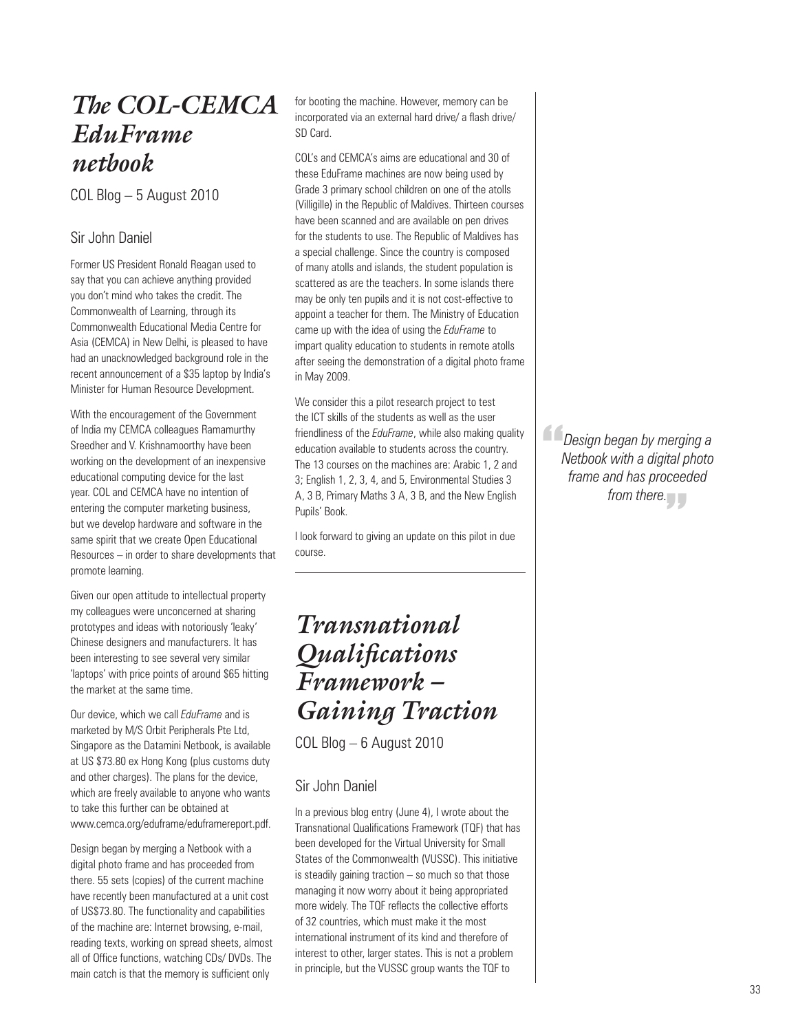# *The COL-CEMCA EduFrame netbook*

COL Blog – 5 August 2010

## Sir John Daniel

Former US President Ronald Reagan used to say that you can achieve anything provided you don't mind who takes the credit. The Commonwealth of Learning, through its Commonwealth Educational Media Centre for Asia (CEMCA) in New Delhi, is pleased to have had an unacknowledged background role in the recent announcement of a $35 laptop by India's Minister for Human Resource Development.

With the encouragement of the Government of India my CEMCA colleagues Ramamurthy Sreedher and V. Krishnamoorthy have been working on the development of an inexpensive educational computing device for the last year. COL and CEMCA have no intention of entering the computer marketing business, but we develop hardware and software in the same spirit that we create Open Educational Resources – in order to share developments that promote learning.

Given our open attitude to intellectual property my colleagues were unconcerned at sharing prototypes and ideas with notoriously 'leaky' Chinese designers and manufacturers. It has been interesting to see several very similar 'laptops' with price points of around $65 hitting the market at the same time.

Our device, which we call *EduFrame* and is marketed by M/S Orbit Peripherals Pte Ltd, Singapore as the Datamini Netbook, is available at US $73.80 ex Hong Kong (plus customs duty and other charges). The plans for the device, which are freely available to anyone who wants to take this further can be obtained at www.cemca.org/eduframe/eduframereport.pdf.

Design began by merging a Netbook with a digital photo frame and has proceeded from there. 55 sets (copies) of the current machine have recently been manufactured at a unit cost of US$73.80. The functionality and capabilities of the machine are: Internet browsing, e-mail, reading texts, working on spread sheets, almost all of Office functions, watching CDs/ DVDs. The main catch is that the memory is sufficient only for booting the machine. However, memory can be incorporated via an external hard drive/ a flash drive/ SD Card.

COL's and CEMCA's aims are educational and 30 of these EduFrame machines are now being used by Grade 3 primary school children on one of the atolls (Villigille) in the Republic of Maldives. Thirteen courses have been scanned and are available on pen drives for the students to use. The Republic of Maldives has a special challenge. Since the country is composed of many atolls and islands, the student population is scattered as are the teachers. In some islands there may be only ten pupils and it is not cost-effective to appoint a teacher for them. The Ministry of Education came up with the idea of using the *EduFrame* to impart quality education to students in remote atolls after seeing the demonstration of a digital photo frame in May 2009.

We consider this a pilot research project to test the ICT skills of the students as well as the user friendliness of the *EduFrame*, while also making quality education available to students across the country. The 13 courses on the machines are: Arabic 1, 2 and 3; English 1, 2, 3, 4, and 5, Environmental Studies 3 A, 3 B, Primary Maths 3 A, 3 B, and the New English Pupils' Book.

I look forward to giving an update on this pilot in due course.

> *"Design began by merging a Netbook with a digital photo frame and has proceeded from there."*

---

# *Transnational Qualifications Framework – Gaining Traction*

COL Blog – 6 August 2010

## Sir John Daniel

In a previous blog entry (June 4), I wrote about the Transnational Qualifications Framework (TQF) that has been developed for the Virtual University for Small States of the Commonwealth (VUSSC). This initiative is steadily gaining traction – so much so that those managing it now worry about it being appropriated more widely. The TQF reflects the collective efforts of 32 countries, which must make it the most international instrument of its kind and therefore of interest to other, larger states. This is not a problem in principle, but the VUSSC group wants the TQF to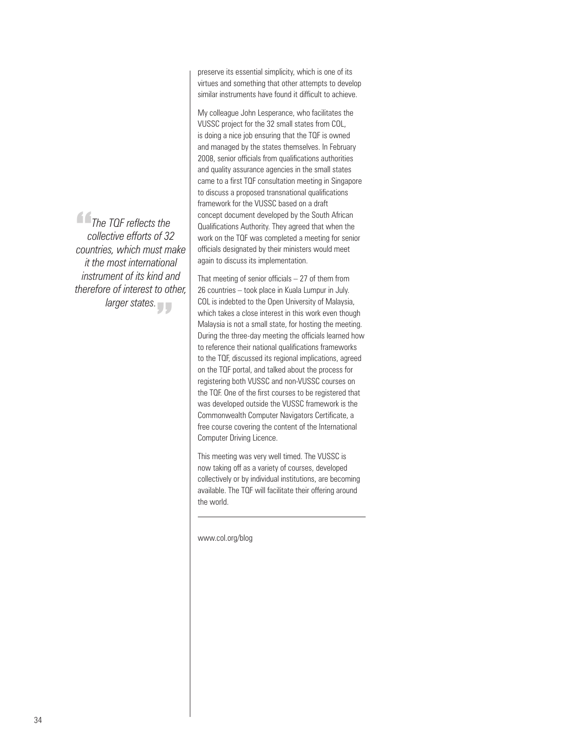preserve its essential simplicity, which is one of its virtues and something that other attempts to develop similar instruments have found it difficult to achieve.

My colleague John Lesperance, who facilitates the VUSSC project for the 32 small states from COL, is doing a nice job ensuring that the TQF is owned and managed by the states themselves. In February 2008, senior officials from qualifications authorities and quality assurance agencies in the small states came to a first TQF consultation meeting in Singapore to discuss a proposed transnational qualifications framework for the VUSSC based on a draft concept document developed by the South African Qualifications Authority. They agreed that when the work on the TQF was completed a meeting for senior officials designated by their ministers would meet again to discuss its implementation.

> *"The TQF reflects the collective efforts of 32 countries, which must make it the most international instrument of its kind and therefore of interest to other, larger states."*

That meeting of senior officials – 27 of them from 26 countries – took place in Kuala Lumpur in July. COL is indebted to the Open University of Malaysia, which takes a close interest in this work even though Malaysia is not a small state, for hosting the meeting. During the three-day meeting the officials learned how to reference their national qualifications frameworks to the TQF, discussed its regional implications, agreed on the TQF portal, and talked about the process for registering both VUSSC and non-VUSSC courses on the TQF. One of the first courses to be registered that was developed outside the VUSSC framework is the Commonwealth Computer Navigators Certificate, a free course covering the content of the International Computer Driving Licence.

This meeting was very well timed. The VUSSC is now taking off as a variety of courses, developed collectively or by individual institutions, are becoming available. The TQF will facilitate their offering around the world.

---

www.col.org/blog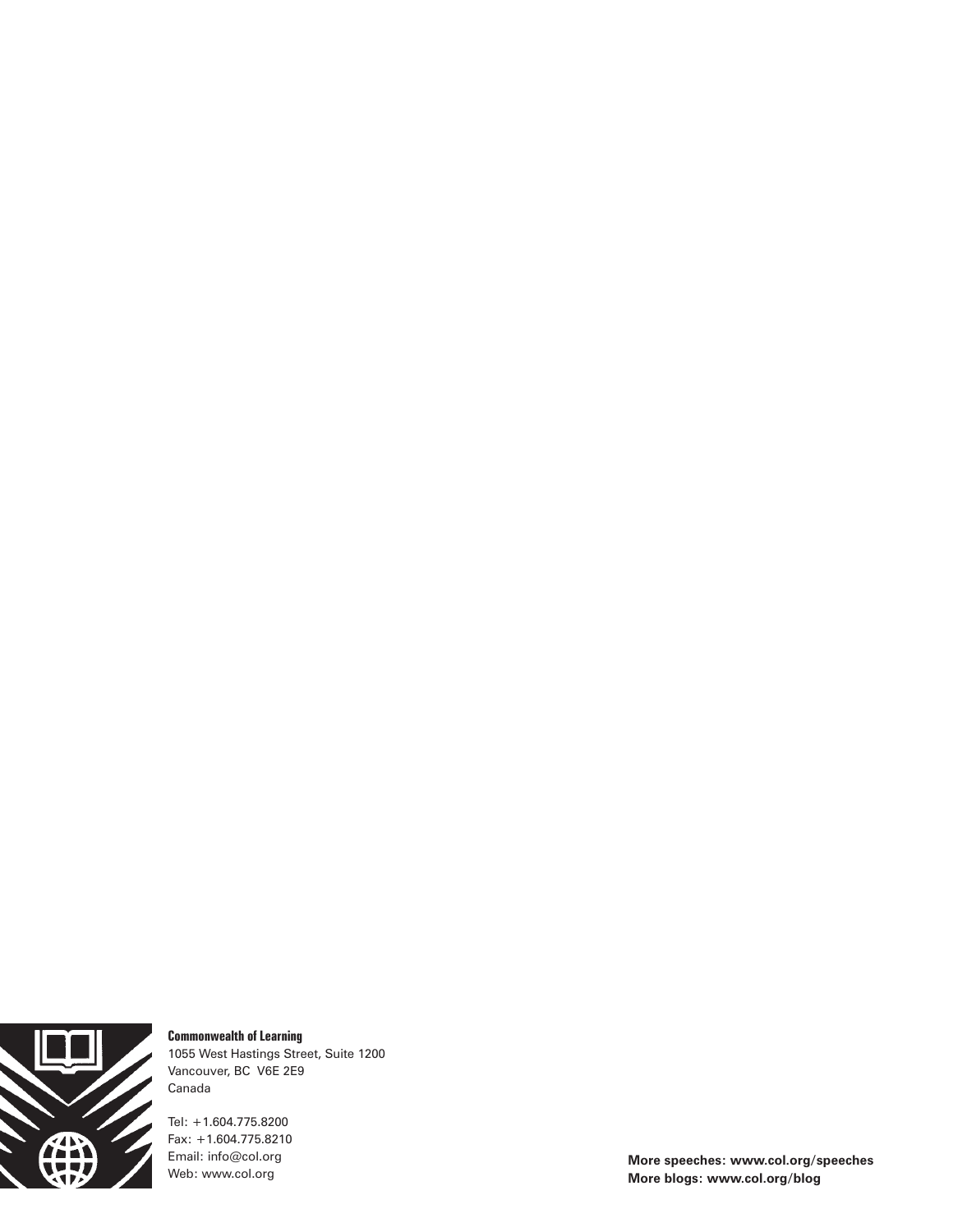**Commonwealth of Learning**
1055 West Hastings Street, Suite 1200
Vancouver, BC V6E 2E9
Canada

Tel: +1.604.775.8200
Fax: +1.604.775.8210
Email: info@col.org
Web: www.col.org

**More speeches: www.col.org/speeches**
**More blogs: www.col.org/blog**